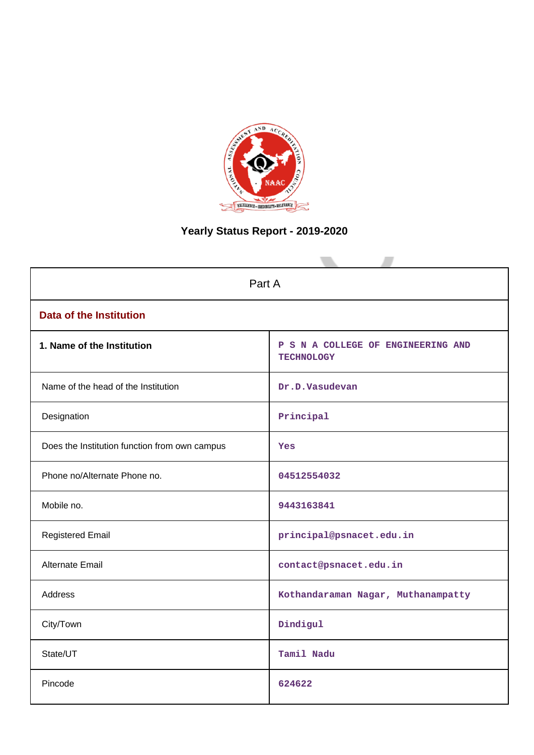# Yearly Status Report - 2019-2020

| Part A | |
|---|---|
| **Data of the Institution** | |
| **1. Name of the Institution** | P S N A COLLEGE OF ENGINEERING AND TECHNOLOGY |
| Name of the head of the Institution | Dr.D.Vasudevan |
| Designation | Principal |
| Does the Institution function from own campus | Yes |
| Phone no/Alternate Phone no. | 04512554032 |
| Mobile no. | 9443163841 |
| Registered Email | principal@psnacet.edu.in |
| Alternate Email | contact@psnacet.edu.in |
| Address | Kothandaraman Nagar, Muthanampatty |
| City/Town | Dindigul |
| State/UT | Tamil Nadu |
| Pincode | 624622 |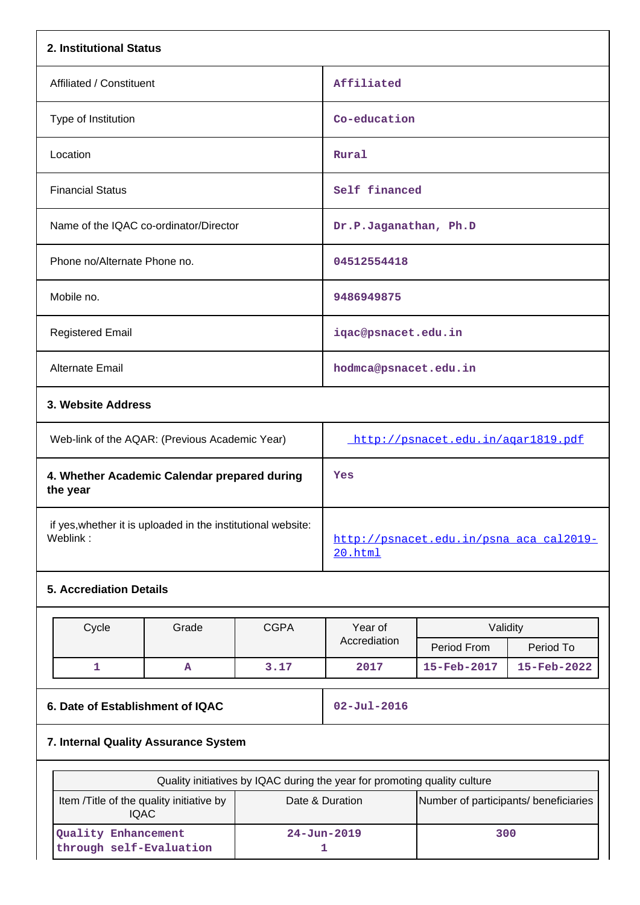## 2. Institutional Status

| | |
|---|---|
| Affiliated / Constituent | Affiliated |
| Type of Institution | Co-education |
| Location | Rural |
| Financial Status | Self financed |
| Name of the IQAC co-ordinator/Director | Dr.P.Jaganathan, Ph.D |
| Phone no/Alternate Phone no. | 04512554418 |
| Mobile no. | 9486949875 |
| Registered Email | iqac@psnacet.edu.in |
| Alternate Email | hodmca@psnacet.edu.in |

## 3. Website Address

| | |
|---|---|
| Web-link of the AQAR: (Previous Academic Year) | http://psnacet.edu.in/aqar1819.pdf |

| | |
|---|---|
| **4. Whether Academic Calendar prepared during the year** | Yes |
| if yes,whether it is uploaded in the institutional website: Weblink : | http://psnacet.edu.in/psna_aca_cal2019-20.html |

## 5. Accreditation Details

| Cycle | Grade | CGPA | Year of Accreditation | Validity | |
|---|---|---|---|---|---|
| | | | | Period From | Period To |
| 1 | A | 3.17 | 2017 | 15-Feb-2017 | 15-Feb-2022 |

| | |
|---|---|
| **6. Date of Establishment of IQAC** | 02-Jul-2016 |

## 7. Internal Quality Assurance System

| Quality initiatives by IQAC during the year for promoting quality culture | | |
|---|---|---|
| Item /Title of the quality initiative by IQAC | Date & Duration | Number of participants/ beneficiaries |
| Quality Enhancement through self-Evaluation | 24-Jun-2019<br>1 | 300 |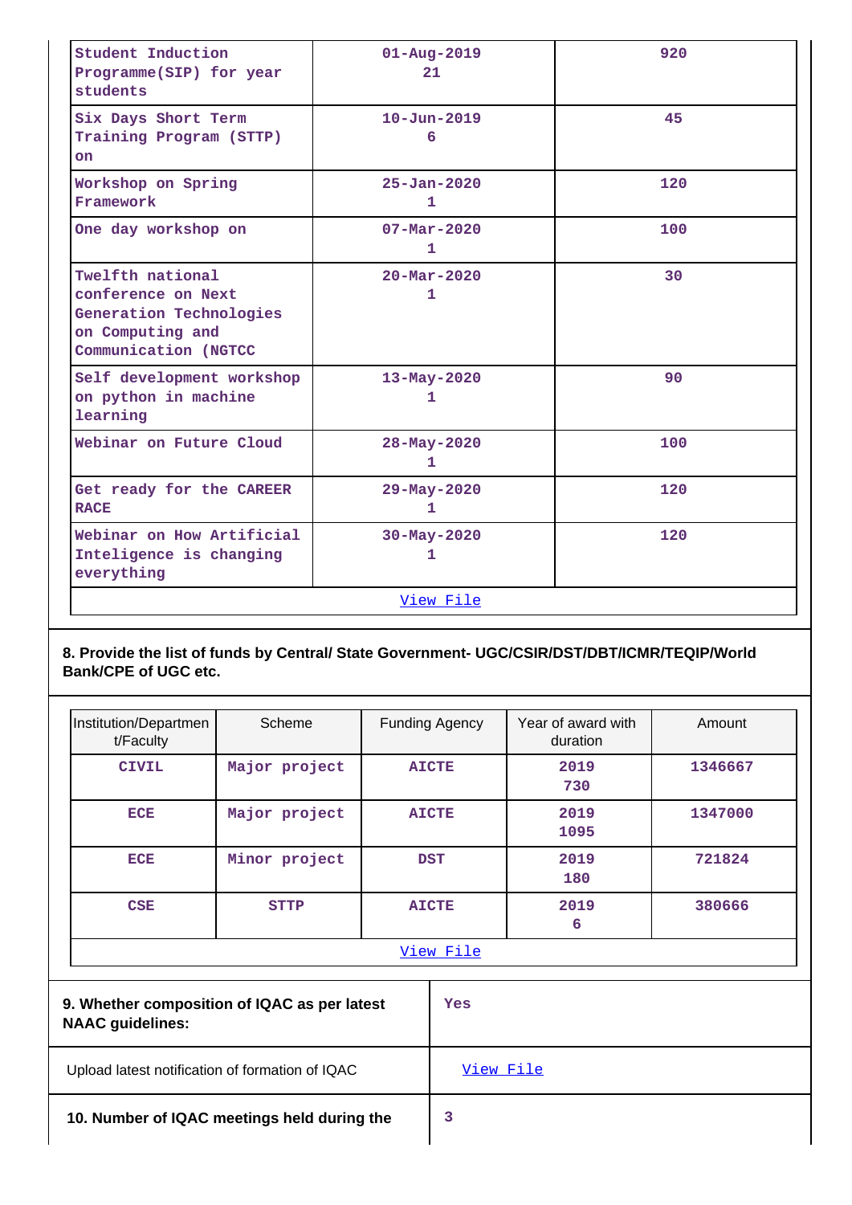| | | |
|---|---|---|
| Student Induction Programme(SIP) for year students | 01-Aug-2019<br>21 | 920 |
| Six Days Short Term Training Program (STTP) on | 10-Jun-2019<br>6 | 45 |
| Workshop on Spring Framework | 25-Jan-2020<br>1 | 120 |
| One day workshop on | 07-Mar-2020<br>1 | 100 |
| Twelfth national conference on Next Generation Technologies on Computing and Communication (NGTCC | 20-Mar-2020<br>1 | 30 |
| Self development workshop on python in machine learning | 13-May-2020<br>1 | 90 |
| Webinar on Future Cloud | 28-May-2020<br>1 | 100 |
| Get ready for the CAREER RACE | 29-May-2020<br>1 | 120 |
| Webinar on How Artificial Inteligence is changing everything | 30-May-2020<br>1 | 120 |
| View File | | |

**8. Provide the list of funds by Central/ State Government- UGC/CSIR/DST/DBT/ICMR/TEQIP/World Bank/CPE of UGC etc.**

| Institution/Department/Faculty | Scheme | Funding Agency | Year of award with duration | Amount |
|---|---|---|---|---|
| CIVIL | Major project | AICTE | 2019<br>730 | 1346667 |
| ECE | Major project | AICTE | 2019<br>1095 | 1347000 |
| ECE | Minor project | DST | 2019<br>180 | 721824 |
| CSE | STTP | AICTE | 2019<br>6 | 380666 |
| View File | | | | |

| | |
|---|---|
| **9. Whether composition of IQAC as per latest NAAC guidelines:** | Yes |
| Upload latest notification of formation of IQAC | View File |
| **10. Number of IQAC meetings held during the** | 3 |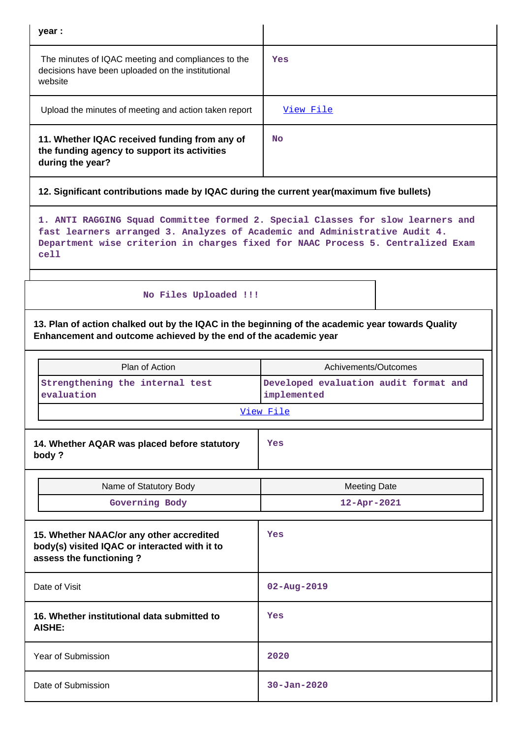| year : | |
|---|---|
| The minutes of IQAC meeting and compliances to the decisions have been uploaded on the institutional website | Yes |
| Upload the minutes of meeting and action taken report | View File |
| **11. Whether IQAC received funding from any of the funding agency to support its activities during the year?** | No |

**12. Significant contributions made by IQAC during the current year(maximum five bullets)**

1. ANTI RAGGING Squad Committee formed 2. Special Classes for slow learners and fast learners arranged 3. Analyzes of Academic and Administrative Audit 4. Department wise criterion in charges fixed for NAAC Process 5. Centralized Exam cell

No Files Uploaded !!!

**13. Plan of action chalked out by the IQAC in the beginning of the academic year towards Quality Enhancement and outcome achieved by the end of the academic year**

| Plan of Action | Achivements/Outcomes |
|---|---|
| Strengthening the internal test evaluation | Developed evaluation audit format and implemented |
| View File | |

| **14. Whether AQAR was placed before statutory body ?** | Yes |
|---|---|

| Name of Statutory Body | Meeting Date |
|---|---|
| Governing Body | 12-Apr-2021 |

| **15. Whether NAAC/or any other accredited body(s) visited IQAC or interacted with it to assess the functioning ?** | Yes |
|---|---|
| Date of Visit | 02-Aug-2019 |
| **16. Whether institutional data submitted to AISHE:** | Yes |
| Year of Submission | 2020 |
| Date of Submission | 30-Jan-2020 |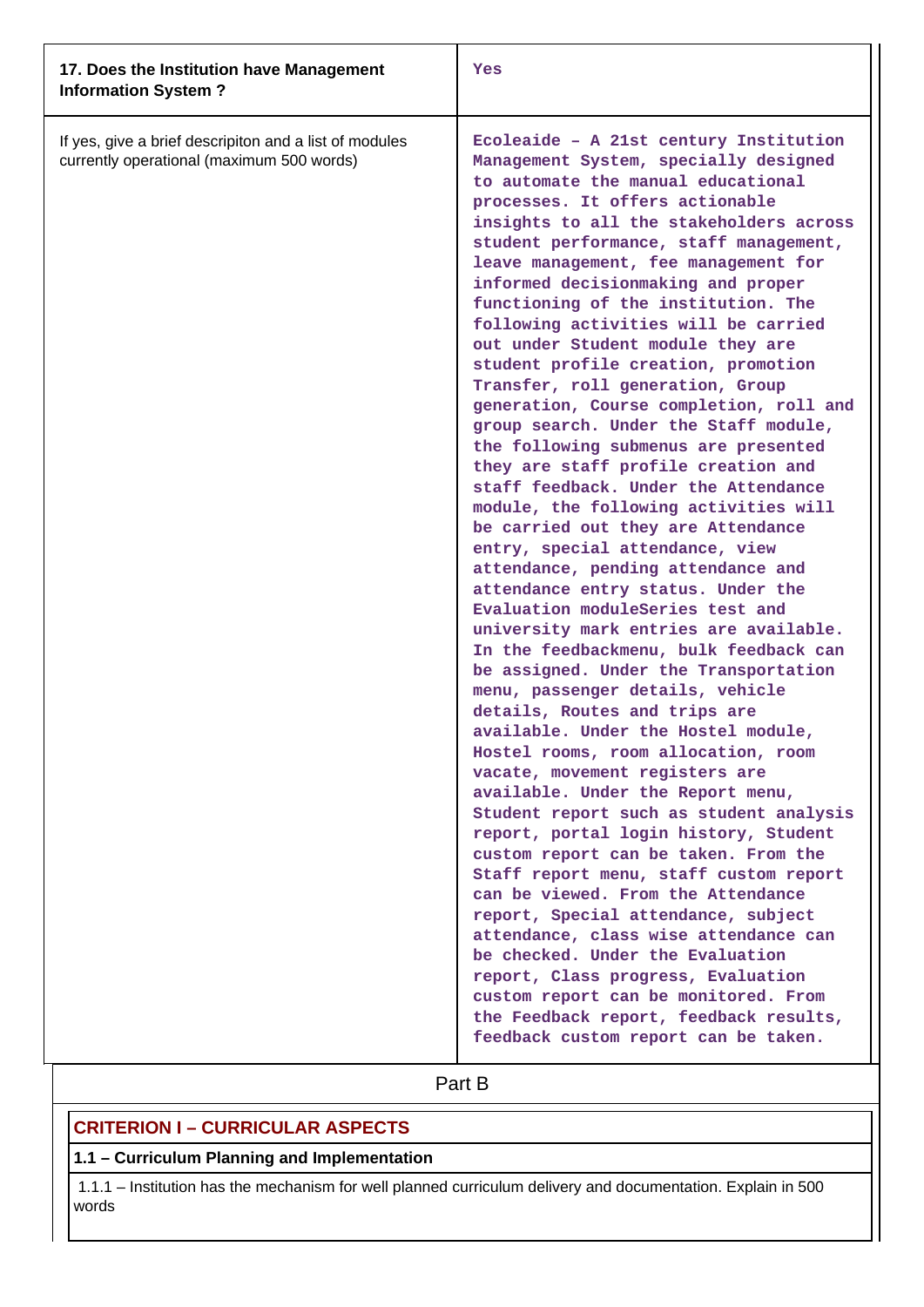| 17. Does the Institution have Management Information System ? | Yes |
| --- | --- |
| If yes, give a brief descripiton and a list of modules currently operational (maximum 500 words) | Ecoleaide – A 21st century Institution Management System, specially designed to automate the manual educational processes. It offers actionable insights to all the stakeholders across student performance, staff management, leave management, fee management for informed decisionmaking and proper functioning of the institution. The following activities will be carried out under Student module they are student profile creation, promotion Transfer, roll generation, Group generation, Course completion, roll and group search. Under the Staff module, the following submenus are presented they are staff profile creation and staff feedback. Under the Attendance module, the following activities will be carried out they are Attendance entry, special attendance, view attendance, pending attendance and attendance entry status. Under the Evaluation moduleSeries test and university mark entries are available. In the feedbackmenu, bulk feedback can be assigned. Under the Transportation menu, passenger details, vehicle details, Routes and trips are available. Under the Hostel module, Hostel rooms, room allocation, room vacate, movement registers are available. Under the Report menu, Student report such as student analysis report, portal login history, Student custom report can be taken. From the Staff report menu, staff custom report can be viewed. From the Attendance report, Special attendance, subject attendance, class wise attendance can be checked. Under the Evaluation report, Class progress, Evaluation custom report can be monitored. From the Feedback report, feedback results, feedback custom report can be taken. |

# Part B

## CRITERION I – CURRICULAR ASPECTS

### 1.1 – Curriculum Planning and Implementation

1.1.1 – Institution has the mechanism for well planned curriculum delivery and documentation. Explain in 500 words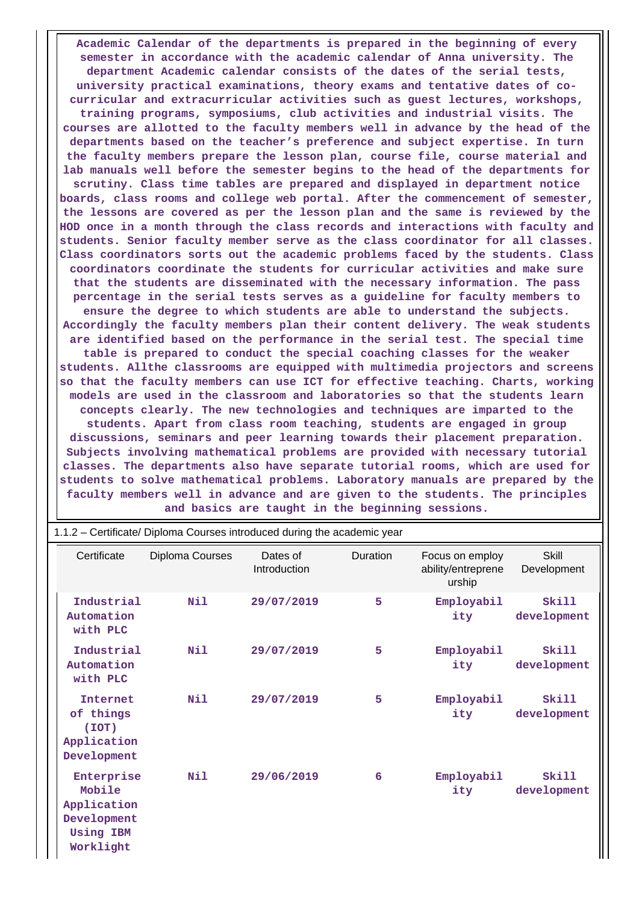Academic Calendar of the departments is prepared in the beginning of every semester in accordance with the academic calendar of Anna university. The department Academic calendar consists of the dates of the serial tests, university practical examinations, theory exams and tentative dates of co-curricular and extracurricular activities such as guest lectures, workshops, training programs, symposiums, club activities and industrial visits. The courses are allotted to the faculty members well in advance by the head of the departments based on the teacher's preference and subject expertise. In turn the faculty members prepare the lesson plan, course file, course material and lab manuals well before the semester begins to the head of the departments for scrutiny. Class time tables are prepared and displayed in department notice boards, class rooms and college web portal. After the commencement of semester, the lessons are covered as per the lesson plan and the same is reviewed by the HOD once in a month through the class records and interactions with faculty and students. Senior faculty member serve as the class coordinator for all classes. Class coordinators sorts out the academic problems faced by the students. Class coordinators coordinate the students for curricular activities and make sure that the students are disseminated with the necessary information. The pass percentage in the serial tests serves as a guideline for faculty members to ensure the degree to which students are able to understand the subjects. Accordingly the faculty members plan their content delivery. The weak students are identified based on the performance in the serial test. The special time table is prepared to conduct the special coaching classes for the weaker students. Allthe classrooms are equipped with multimedia projectors and screens so that the faculty members can use ICT for effective teaching. Charts, working models are used in the classroom and laboratories so that the students learn concepts clearly. The new technologies and techniques are imparted to the students. Apart from class room teaching, students are engaged in group discussions, seminars and peer learning towards their placement preparation. Subjects involving mathematical problems are provided with necessary tutorial classes. The departments also have separate tutorial rooms, which are used for students to solve mathematical problems. Laboratory manuals are prepared by the faculty members well in advance and are given to the students. The principles and basics are taught in the beginning sessions.

1.1.2 – Certificate/ Diploma Courses introduced during the academic year

| Certificate | Diploma Courses | Dates of Introduction | Duration | Focus on employ ability/entreprene urship | Skill Development |
|---|---|---|---|---|---|
| Industrial Automation with PLC | Nil | 29/07/2019 | 5 | Employability | Skill development |
| Industrial Automation with PLC | Nil | 29/07/2019 | 5 | Employability | Skill development |
| Internet of things (IOT) Application Development | Nil | 29/07/2019 | 5 | Employability | Skill development |
| Enterprise Mobile Application Development Using IBM Worklight | Nil | 29/06/2019 | 6 | Employability | Skill development |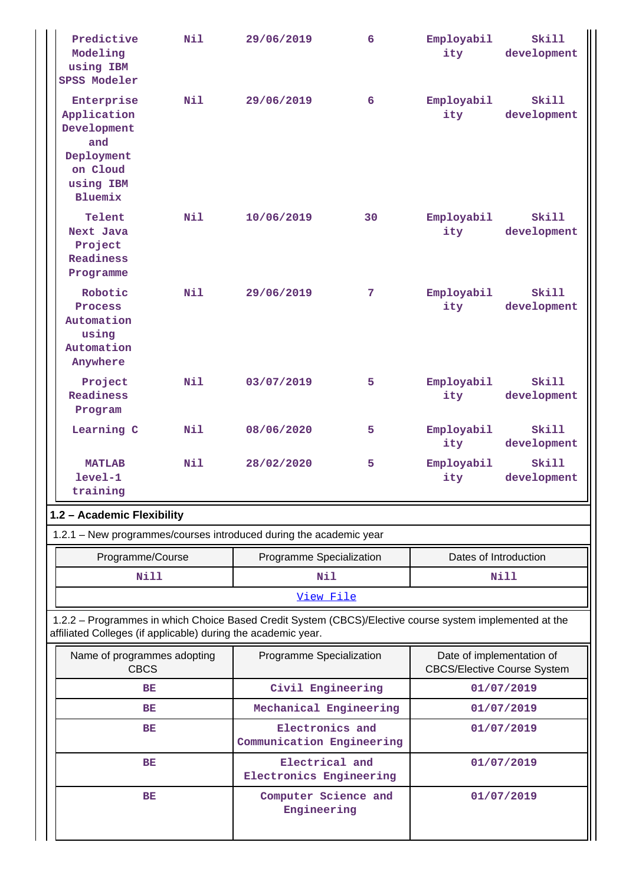| | | | | | |
|---|---|---|---|---|---|
| Predictive Modeling using IBM SPSS Modeler | Nil | 29/06/2019 | 6 | Employability | Skill development |
| Enterprise Application Development and Deployment on Cloud using IBM Bluemix | Nil | 29/06/2019 | 6 | Employability | Skill development |
| Telent Next Java Project Readiness Programme | Nil | 10/06/2019 | 30 | Employability | Skill development |
| Robotic Process Automation using Automation Anywhere | Nil | 29/06/2019 | 7 | Employability | Skill development |
| Project Readiness Program | Nil | 03/07/2019 | 5 | Employability | Skill development |
| Learning C | Nil | 08/06/2020 | 5 | Employability | Skill development |
| MATLAB level-1 training | Nil | 28/02/2020 | 5 | Employability | Skill development |

**1.2 – Academic Flexibility**

1.2.1 – New programmes/courses introduced during the academic year

| Programme/Course | Programme Specialization | Dates of Introduction |
|---|---|---|
| Nill | Nil | Nill |
| View File | | |

1.2.2 – Programmes in which Choice Based Credit System (CBCS)/Elective course system implemented at the affiliated Colleges (if applicable) during the academic year.

| Name of programmes adopting CBCS | Programme Specialization | Date of implementation of CBCS/Elective Course System |
|---|---|---|
| BE | Civil Engineering | 01/07/2019 |
| BE | Mechanical Engineering | 01/07/2019 |
| BE | Electronics and Communication Engineering | 01/07/2019 |
| BE | Electrical and Electronics Engineering | 01/07/2019 |
| BE | Computer Science and Engineering | 01/07/2019 |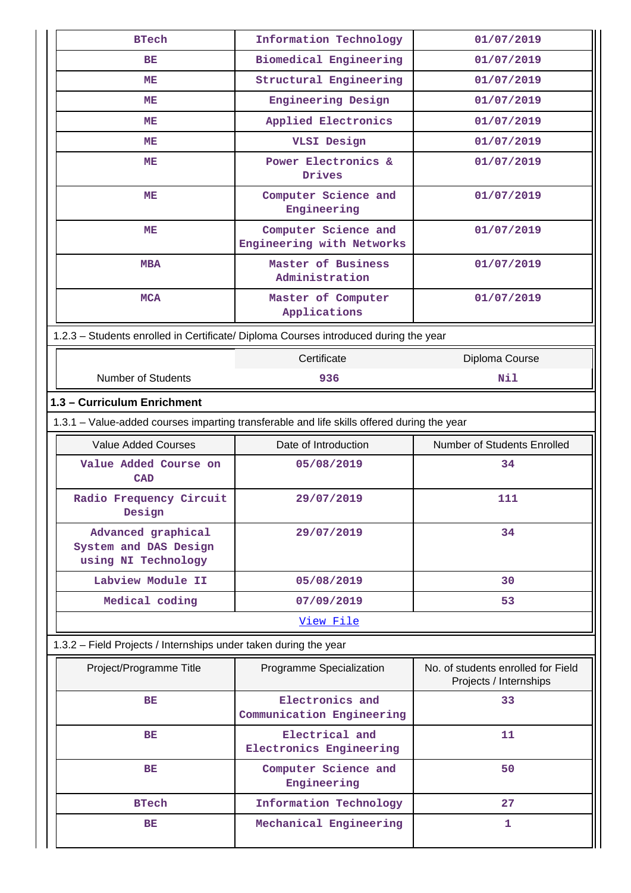| | | |
|---|---|---|
| BTech | Information Technology | 01/07/2019 |
| BE | Biomedical Engineering | 01/07/2019 |
| ME | Structural Engineering | 01/07/2019 |
| ME | Engineering Design | 01/07/2019 |
| ME | Applied Electronics | 01/07/2019 |
| ME | VLSI Design | 01/07/2019 |
| ME | Power Electronics & Drives | 01/07/2019 |
| ME | Computer Science and Engineering | 01/07/2019 |
| ME | Computer Science and Engineering with Networks | 01/07/2019 |
| MBA | Master of Business Administration | 01/07/2019 |
| MCA | Master of Computer Applications | 01/07/2019 |

1.2.3 – Students enrolled in Certificate/ Diploma Courses introduced during the year

| | Certificate | Diploma Course |
|---|---|---|
| Number of Students | 936 | Nil |

## 1.3 – Curriculum Enrichment

1.3.1 – Value-added courses imparting transferable and life skills offered during the year

| Value Added Courses | Date of Introduction | Number of Students Enrolled |
|---|---|---|
| Value Added Course on CAD | 05/08/2019 | 34 |
| Radio Frequency Circuit Design | 29/07/2019 | 111 |
| Advanced graphical System and DAS Design using NI Technology | 29/07/2019 | 34 |
| Labview Module II | 05/08/2019 | 30 |
| Medical coding | 07/09/2019 | 53 |
| | View File | |

1.3.2 – Field Projects / Internships under taken during the year

| Project/Programme Title | Programme Specialization | No. of students enrolled for Field Projects / Internships |
|---|---|---|
| BE | Electronics and Communication Engineering | 33 |
| BE | Electrical and Electronics Engineering | 11 |
| BE | Computer Science and Engineering | 50 |
| BTech | Information Technology | 27 |
| BE | Mechanical Engineering | 1 |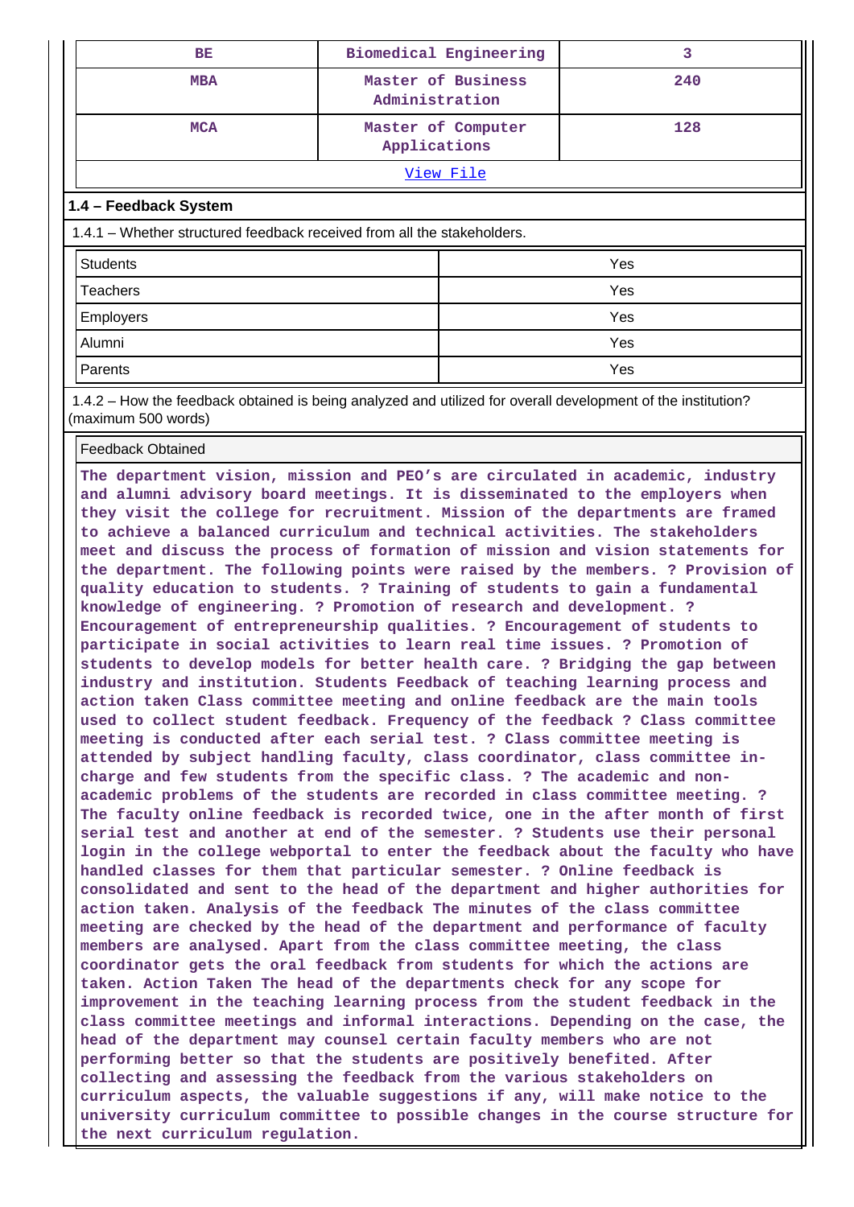| BE | Biomedical Engineering | 3 |
|---|---|---|
| MBA | Master of Business Administration | 240 |
| MCA | Master of Computer Applications | 128 |

View File

## 1.4 – Feedback System

1.4.1 – Whether structured feedback received from all the stakeholders.

| Students | Yes |
|---|---|
| Teachers | Yes |
| Employers | Yes |
| Alumni | Yes |
| Parents | Yes |

1.4.2 – How the feedback obtained is being analyzed and utilized for overall development of the institution? (maximum 500 words)

| Feedback Obtained |
|---|
| The department vision, mission and PEO's are circulated in academic, industry and alumni advisory board meetings. It is disseminated to the employers when they visit the college for recruitment. Mission of the departments are framed to achieve a balanced curriculum and technical activities. The stakeholders meet and discuss the process of formation of mission and vision statements for the department. The following points were raised by the members. ? Provision of quality education to students. ? Training of students to gain a fundamental knowledge of engineering. ? Promotion of research and development. ? Encouragement of entrepreneurship qualities. ? Encouragement of students to participate in social activities to learn real time issues. ? Promotion of students to develop models for better health care. ? Bridging the gap between industry and institution. Students Feedback of teaching learning process and action taken Class committee meeting and online feedback are the main tools used to collect student feedback. Frequency of the feedback ? Class committee meeting is conducted after each serial test. ? Class committee meeting is attended by subject handling faculty, class coordinator, class committee in-charge and few students from the specific class. ? The academic and non-academic problems of the students are recorded in class committee meeting. ? The faculty online feedback is recorded twice, one in the after month of first serial test and another at end of the semester. ? Students use their personal login in the college webportal to enter the feedback about the faculty who have handled classes for them that particular semester. ? Online feedback is consolidated and sent to the head of the department and higher authorities for action taken. Analysis of the feedback The minutes of the class committee meeting are checked by the head of the department and performance of faculty members are analysed. Apart from the class committee meeting, the class coordinator gets the oral feedback from students for which the actions are taken. Action Taken The head of the departments check for any scope for improvement in the teaching learning process from the student feedback in the class committee meetings and informal interactions. Depending on the case, the head of the department may counsel certain faculty members who are not performing better so that the students are positively benefited. After collecting and assessing the feedback from the various stakeholders on curriculum aspects, the valuable suggestions if any, will make notice to the university curriculum committee to possible changes in the course structure for the next curriculum regulation. |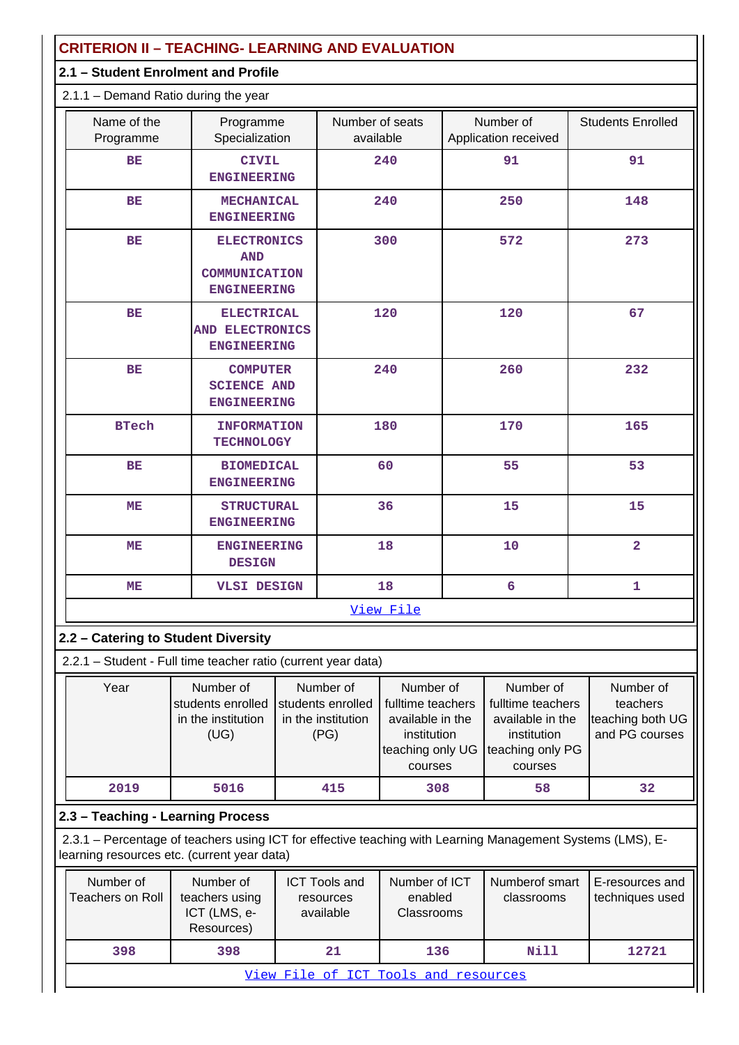## CRITERION II – TEACHING- LEARNING AND EVALUATION

### 2.1 – Student Enrolment and Profile

2.1.1 – Demand Ratio during the year

| Name of the Programme | Programme Specialization | Number of seats available | Number of Application received | Students Enrolled |
|---|---|---|---|---|
| BE | CIVIL ENGINEERING | 240 | 91 | 91 |
| BE | MECHANICAL ENGINEERING | 240 | 250 | 148 |
| BE | ELECTRONICS AND COMMUNICATION ENGINEERING | 300 | 572 | 273 |
| BE | ELECTRICAL AND ELECTRONICS ENGINEERING | 120 | 120 | 67 |
| BE | COMPUTER SCIENCE AND ENGINEERING | 240 | 260 | 232 |
| BTech | INFORMATION TECHNOLOGY | 180 | 170 | 165 |
| BE | BIOMEDICAL ENGINEERING | 60 | 55 | 53 |
| ME | STRUCTURAL ENGINEERING | 36 | 15 | 15 |
| ME | ENGINEERING DESIGN | 18 | 10 | 2 |
| ME | VLSI DESIGN | 18 | 6 | 1 |

View File

### 2.2 – Catering to Student Diversity

2.2.1 – Student - Full time teacher ratio (current year data)

| Year | Number of students enrolled in the institution (UG) | Number of students enrolled in the institution (PG) | Number of fulltime teachers available in the institution teaching only UG courses | Number of fulltime teachers available in the institution teaching only PG courses | Number of teachers teaching both UG and PG courses |
|---|---|---|---|---|---|
| 2019 | 5016 | 415 | 308 | 58 | 32 |

### 2.3 – Teaching - Learning Process

2.3.1 – Percentage of teachers using ICT for effective teaching with Learning Management Systems (LMS), E-learning resources etc. (current year data)

| Number of Teachers on Roll | Number of teachers using ICT (LMS, e-Resources) | ICT Tools and resources available | Number of ICT enabled Classrooms | Numberof smart classrooms | E-resources and techniques used |
|---|---|---|---|---|---|
| 398 | 398 | 21 | 136 | Nill | 12721 |

View File of ICT Tools and resources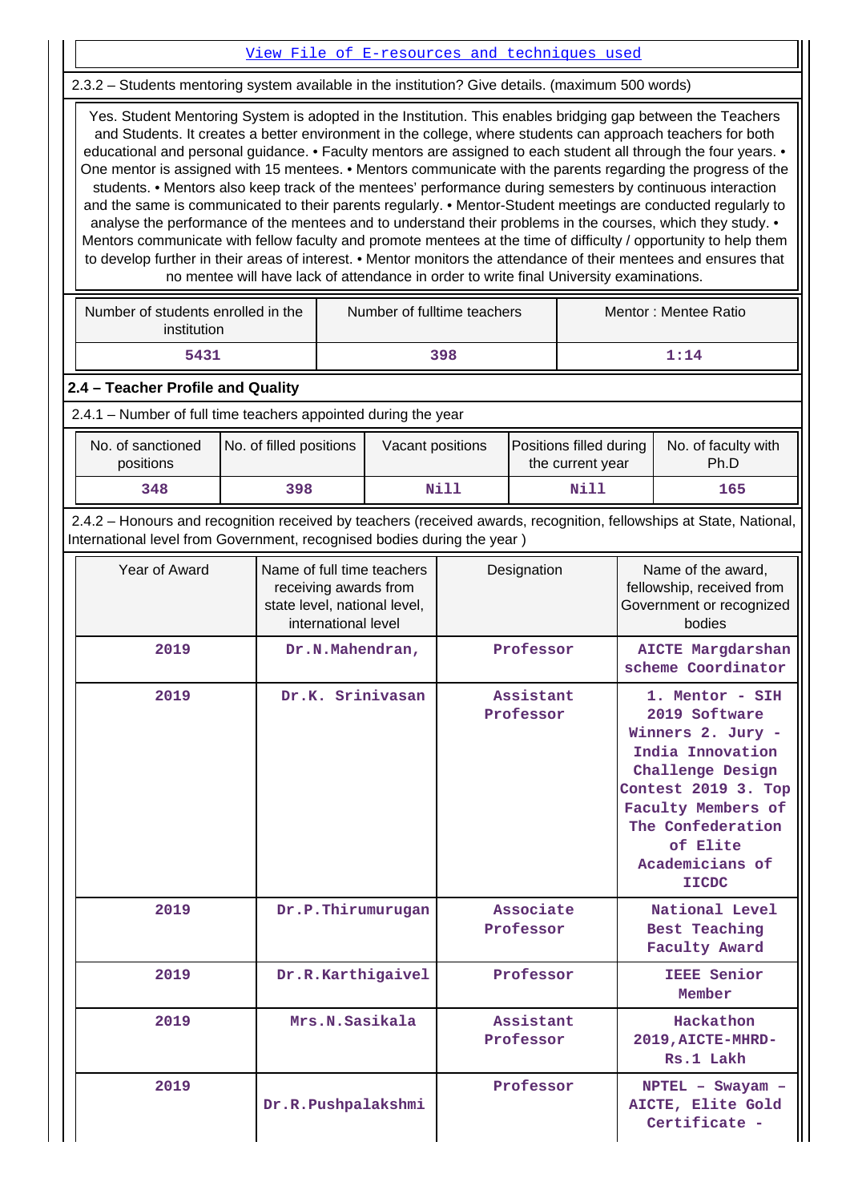[View File of E-resources and techniques used]

2.3.2 – Students mentoring system available in the institution? Give details. (maximum 500 words)

Yes. Student Mentoring System is adopted in the Institution. This enables bridging gap between the Teachers and Students. It creates a better environment in the college, where students can approach teachers for both educational and personal guidance. • Faculty mentors are assigned to each student all through the four years. • One mentor is assigned with 15 mentees. • Mentors communicate with the parents regarding the progress of the students. • Mentors also keep track of the mentees' performance during semesters by continuous interaction and the same is communicated to their parents regularly. • Mentor-Student meetings are conducted regularly to analyse the performance of the mentees and to understand their problems in the courses, which they study. • Mentors communicate with fellow faculty and promote mentees at the time of difficulty / opportunity to help them to develop further in their areas of interest. • Mentor monitors the attendance of their mentees and ensures that no mentee will have lack of attendance in order to write final University examinations.

| Number of students enrolled in the institution | Number of fulltime teachers | Mentor : Mentee Ratio |
|---|---|---|
| 5431 | 398 | 1:14 |

## 2.4 – Teacher Profile and Quality

2.4.1 – Number of full time teachers appointed during the year

| No. of sanctioned positions | No. of filled positions | Vacant positions | Positions filled during the current year | No. of faculty with Ph.D |
|---|---|---|---|---|
| 348 | 398 | Nill | Nill | 165 |

2.4.2 – Honours and recognition received by teachers (received awards, recognition, fellowships at State, National, International level from Government, recognised bodies during the year )

| Year of Award | Name of full time teachers receiving awards from state level, national level, international level | Designation | Name of the award, fellowship, received from Government or recognized bodies |
|---|---|---|---|
| 2019 | Dr.N.Mahendran, | Professor | AICTE Margdarshan scheme Coordinator |
| 2019 | Dr.K. Srinivasan | Assistant Professor | 1. Mentor - SIH 2019 Software Winners 2. Jury - India Innovation Challenge Design Contest 2019 3. Top Faculty Members of The Confederation of Elite Academicians of IICDC |
| 2019 | Dr.P.Thirumurugan | Associate Professor | National Level Best Teaching Faculty Award |
| 2019 | Dr.R.Karthigaivel | Professor | IEEE Senior Member |
| 2019 | Mrs.N.Sasikala | Assistant Professor | Hackathon 2019,AICTE-MHRD-Rs.1 Lakh |
| 2019 | Dr.R.Pushpalakshmi | Professor | NPTEL – Swayam – AICTE, Elite Gold Certificate - |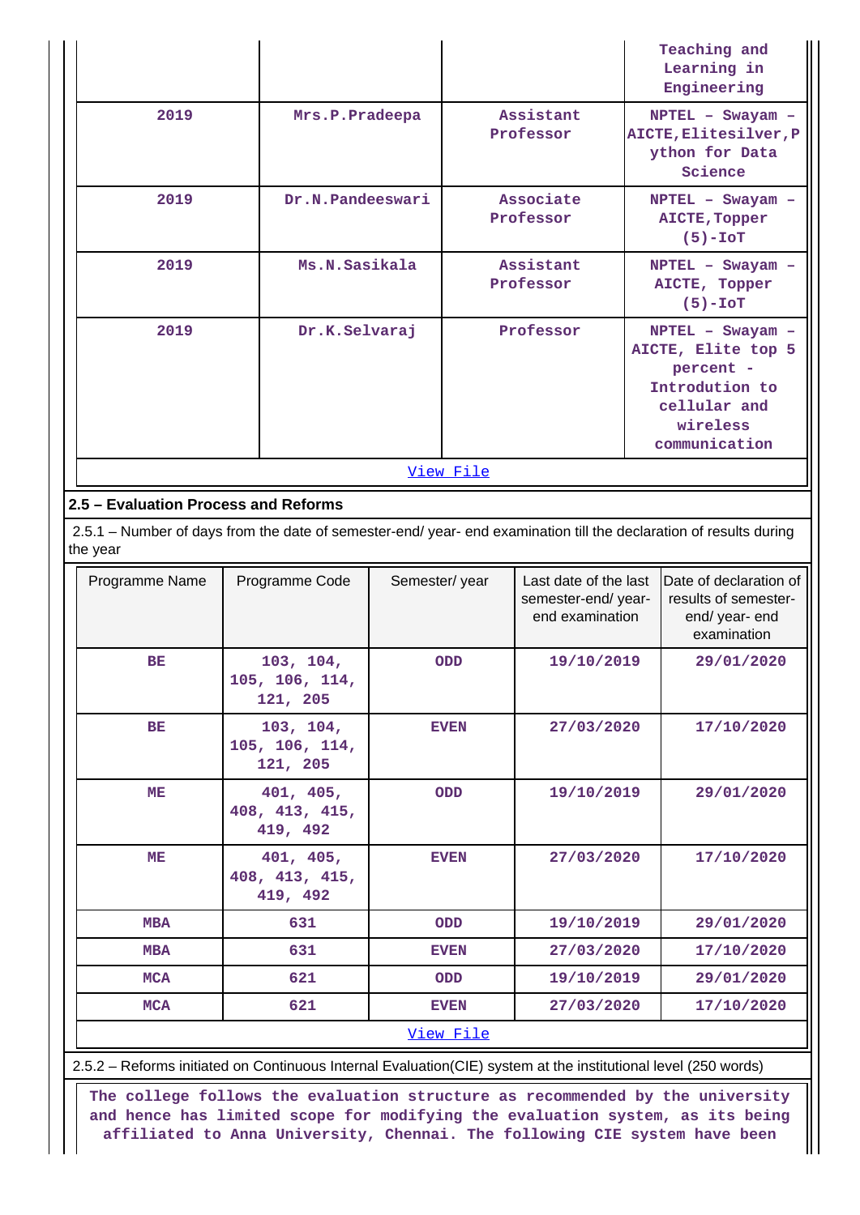| | | | Teaching and Learning in Engineering |
|---|---|---|---|
| 2019 | Mrs.P.Pradeepa | Assistant Professor | NPTEL – Swayam – AICTE,Elitesilver,Python for Data Science |
| 2019 | Dr.N.Pandeeswari | Associate Professor | NPTEL – Swayam – AICTE,Topper (5)-IoT |
| 2019 | Ms.N.Sasikala | Assistant Professor | NPTEL – Swayam – AICTE, Topper (5)-IoT |
| 2019 | Dr.K.Selvaraj | Professor | NPTEL – Swayam – AICTE, Elite top 5 percent - Introdution to cellular and wireless communication |

View File

## 2.5 – Evaluation Process and Reforms

2.5.1 – Number of days from the date of semester-end/ year- end examination till the declaration of results during the year

| Programme Name | Programme Code | Semester/ year | Last date of the last semester-end/ year- end examination | Date of declaration of results of semester-end/ year- end examination |
|---|---|---|---|---|
| BE | 103, 104, 105, 106, 114, 121, 205 | ODD | 19/10/2019 | 29/01/2020 |
| BE | 103, 104, 105, 106, 114, 121, 205 | EVEN | 27/03/2020 | 17/10/2020 |
| ME | 401, 405, 408, 413, 415, 419, 492 | ODD | 19/10/2019 | 29/01/2020 |
| ME | 401, 405, 408, 413, 415, 419, 492 | EVEN | 27/03/2020 | 17/10/2020 |
| MBA | 631 | ODD | 19/10/2019 | 29/01/2020 |
| MBA | 631 | EVEN | 27/03/2020 | 17/10/2020 |
| MCA | 621 | ODD | 19/10/2019 | 29/01/2020 |
| MCA | 621 | EVEN | 27/03/2020 | 17/10/2020 |

View File

2.5.2 – Reforms initiated on Continuous Internal Evaluation(CIE) system at the institutional level (250 words)

The college follows the evaluation structure as recommended by the university and hence has limited scope for modifying the evaluation system, as its being affiliated to Anna University, Chennai. The following CIE system have been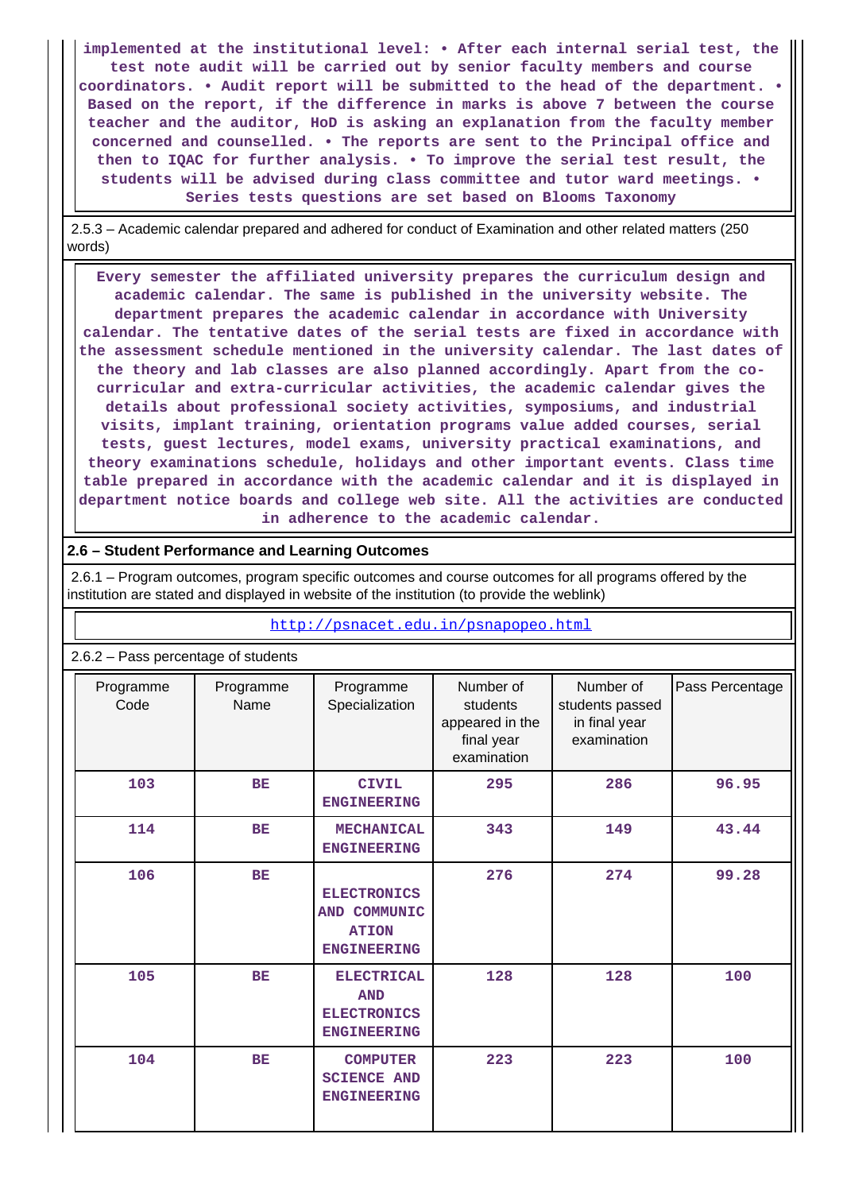implemented at the institutional level: • After each internal serial test, the test note audit will be carried out by senior faculty members and course coordinators. • Audit report will be submitted to the head of the department. • Based on the report, if the difference in marks is above 7 between the course teacher and the auditor, HoD is asking an explanation from the faculty member concerned and counselled. • The reports are sent to the Principal office and then to IQAC for further analysis. • To improve the serial test result, the students will be advised during class committee and tutor ward meetings. • Series tests questions are set based on Blooms Taxonomy

2.5.3 – Academic calendar prepared and adhered for conduct of Examination and other related matters (250 words)

Every semester the affiliated university prepares the curriculum design and academic calendar. The same is published in the university website. The department prepares the academic calendar in accordance with University calendar. The tentative dates of the serial tests are fixed in accordance with the assessment schedule mentioned in the university calendar. The last dates of the theory and lab classes are also planned accordingly. Apart from the co-curricular and extra-curricular activities, the academic calendar gives the details about professional society activities, symposiums, and industrial visits, implant training, orientation programs value added courses, serial tests, guest lectures, model exams, university practical examinations, and theory examinations schedule, holidays and other important events. Class time table prepared in accordance with the academic calendar and it is displayed in department notice boards and college web site. All the activities are conducted in adherence to the academic calendar.

**2.6 – Student Performance and Learning Outcomes**

2.6.1 – Program outcomes, program specific outcomes and course outcomes for all programs offered by the institution are stated and displayed in website of the institution (to provide the weblink)

http://psnacet.edu.in/psnapopeo.html

2.6.2 – Pass percentage of students

| Programme Code | Programme Name | Programme Specialization | Number of students appeared in the final year examination | Number of students passed in final year examination | Pass Percentage |
|---|---|---|---|---|---|
| 103 | BE | CIVIL ENGINEERING | 295 | 286 | 96.95 |
| 114 | BE | MECHANICAL ENGINEERING | 343 | 149 | 43.44 |
| 106 | BE | ELECTRONICS AND COMMUNICATION ENGINEERING | 276 | 274 | 99.28 |
| 105 | BE | ELECTRICAL AND ELECTRONICS ENGINEERING | 128 | 128 | 100 |
| 104 | BE | COMPUTER SCIENCE AND ENGINEERING | 223 | 223 | 100 |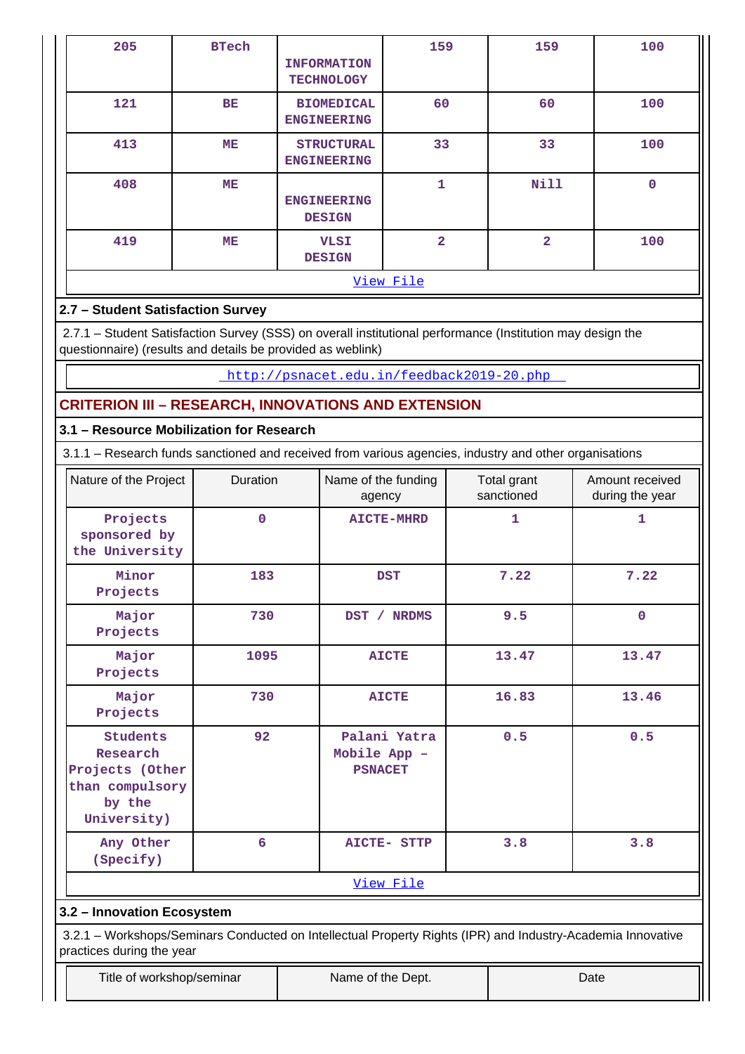| 205 | BTech | INFORMATION TECHNOLOGY | 159 | 159 | 100 |
|---|---|---|---|---|---|
| 121 | BE | BIOMEDICAL ENGINEERING | 60 | 60 | 100 |
| 413 | ME | STRUCTURAL ENGINEERING | 33 | 33 | 100 |
| 408 | ME | ENGINEERING DESIGN | 1 | Nill | 0 |
| 419 | ME | VLSI DESIGN | 2 | 2 | 100 |

View File

## 2.7 – Student Satisfaction Survey

2.7.1 – Student Satisfaction Survey (SSS) on overall institutional performance (Institution may design the questionnaire) (results and details be provided as weblink)

http://psnacet.edu.in/feedback2019-20.php

# CRITERION III – RESEARCH, INNOVATIONS AND EXTENSION

## 3.1 – Resource Mobilization for Research

3.1.1 – Research funds sanctioned and received from various agencies, industry and other organisations

| Nature of the Project | Duration | Name of the funding agency | Total grant sanctioned | Amount received during the year |
|---|---|---|---|---|
| Projects sponsored by the University | 0 | AICTE-MHRD | 1 | 1 |
| Minor Projects | 183 | DST | 7.22 | 7.22 |
| Major Projects | 730 | DST / NRDMS | 9.5 | 0 |
| Major Projects | 1095 | AICTE | 13.47 | 13.47 |
| Major Projects | 730 | AICTE | 16.83 | 13.46 |
| Students Research Projects (Other than compulsory by the University) | 92 | Palani Yatra Mobile App – PSNACET | 0.5 | 0.5 |
| Any Other (Specify) | 6 | AICTE- STTP | 3.8 | 3.8 |

View File

## 3.2 – Innovation Ecosystem

3.2.1 – Workshops/Seminars Conducted on Intellectual Property Rights (IPR) and Industry-Academia Innovative practices during the year

| Title of workshop/seminar | Name of the Dept. | Date |
|---|---|---|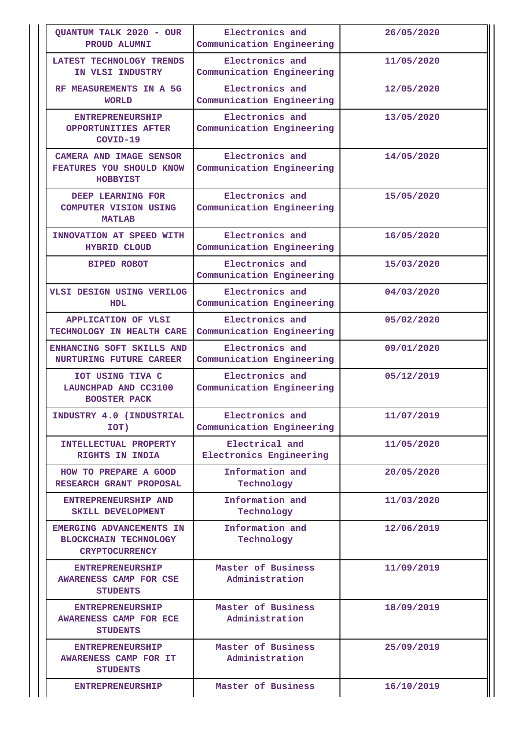| QUANTUM TALK 2020 - OUR PROUD ALUMNI | Electronics and Communication Engineering | 26/05/2020 |
|---|---|---|
| LATEST TECHNOLOGY TRENDS IN VLSI INDUSTRY | Electronics and Communication Engineering | 11/05/2020 |
| RF MEASUREMENTS IN A 5G WORLD | Electronics and Communication Engineering | 12/05/2020 |
| ENTREPRENEURSHIP OPPORTUNITIES AFTER COVID-19 | Electronics and Communication Engineering | 13/05/2020 |
| CAMERA AND IMAGE SENSOR FEATURES YOU SHOULD KNOW HOBBYIST | Electronics and Communication Engineering | 14/05/2020 |
| DEEP LEARNING FOR COMPUTER VISION USING MATLAB | Electronics and Communication Engineering | 15/05/2020 |
| INNOVATION AT SPEED WITH HYBRID CLOUD | Electronics and Communication Engineering | 16/05/2020 |
| BIPED ROBOT | Electronics and Communication Engineering | 15/03/2020 |
| VLSI DESIGN USING VERILOG HDL | Electronics and Communication Engineering | 04/03/2020 |
| APPLICATION OF VLSI TECHNOLOGY IN HEALTH CARE | Electronics and Communication Engineering | 05/02/2020 |
| ENHANCING SOFT SKILLS AND NURTURING FUTURE CAREER | Electronics and Communication Engineering | 09/01/2020 |
| IOT USING TIVA C LAUNCHPAD AND CC3100 BOOSTER PACK | Electronics and Communication Engineering | 05/12/2019 |
| INDUSTRY 4.0 (INDUSTRIAL IOT) | Electronics and Communication Engineering | 11/07/2019 |
| INTELLECTUAL PROPERTY RIGHTS IN INDIA | Electrical and Electronics Engineering | 11/05/2020 |
| HOW TO PREPARE A GOOD RESEARCH GRANT PROPOSAL | Information and Technology | 20/05/2020 |
| ENTREPRENEURSHIP AND SKILL DEVELOPMENT | Information and Technology | 11/03/2020 |
| EMERGING ADVANCEMENTS IN BLOCKCHAIN TECHNOLOGY CRYPTOCURRENCY | Information and Technology | 12/06/2019 |
| ENTREPRENEURSHIP AWARENESS CAMP FOR CSE STUDENTS | Master of Business Administration | 11/09/2019 |
| ENTREPRENEURSHIP AWARENESS CAMP FOR ECE STUDENTS | Master of Business Administration | 18/09/2019 |
| ENTREPRENEURSHIP AWARENESS CAMP FOR IT STUDENTS | Master of Business Administration | 25/09/2019 |
| ENTREPRENEURSHIP | Master of Business | 16/10/2019 |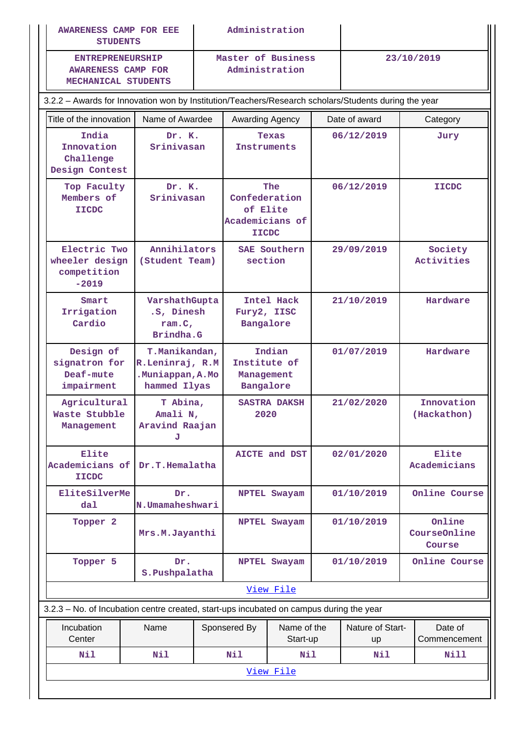| | | |
|---|---|---|
| AWARENESS CAMP FOR EEE STUDENTS | Administration | |
| ENTREPRENEURSHIP AWARENESS CAMP FOR MECHANICAL STUDENTS | Master of Business Administration | 23/10/2019 |

3.2.2 – Awards for Innovation won by Institution/Teachers/Research scholars/Students during the year

| Title of the innovation | Name of Awardee | Awarding Agency | Date of award | Category |
|---|---|---|---|---|
| India Innovation Challenge Design Contest | Dr. K. Srinivasan | Texas Instruments | 06/12/2019 | Jury |
| Top Faculty Members of IICDC | Dr. K. Srinivasan | The Confederation of Elite Academicians of IICDC | 06/12/2019 | IICDC |
| Electric Two wheeler design competition -2019 | Annihilators (Student Team) | SAE Southern section | 29/09/2019 | Society Activities |
| Smart Irrigation Cardio | VarshathGupta .S, Dinesh ram.C, Brindha.G | Intel Hack Fury2, IISC Bangalore | 21/10/2019 | Hardware |
| Design of signatron for Deaf-mute impairment | T.Manikandan, R.Leninraj, R.M .Muniappan,A.Mo hammed Ilyas | Indian Institute of Management Bangalore | 01/07/2019 | Hardware |
| Agricultural Waste Stubble Management | T Abina, Amali N, Aravind Raajan J | SASTRA DAKSH 2020 | 21/02/2020 | Innovation (Hackathon) |
| Elite Academicians of IICDC | Dr.T.Hemalatha | AICTE and DST | 02/01/2020 | Elite Academicians |
| EliteSilverMe dal | Dr. N.Umamaheshwari | NPTEL Swayam | 01/10/2019 | Online Course |
| Topper 2 | Mrs.M.Jayanthi | NPTEL Swayam | 01/10/2019 | Online CourseOnline Course |
| Topper 5 | Dr. S.Pushpalatha | NPTEL Swayam | 01/10/2019 | Online Course |

View File

3.2.3 – No. of Incubation centre created, start-ups incubated on campus during the year

| Incubation Center | Name | Sponsered By | Name of the Start-up | Nature of Start-up | Date of Commencement |
|---|---|---|---|---|---|
| Nil | Nil | Nil | Nil | Nil | Nill |

View File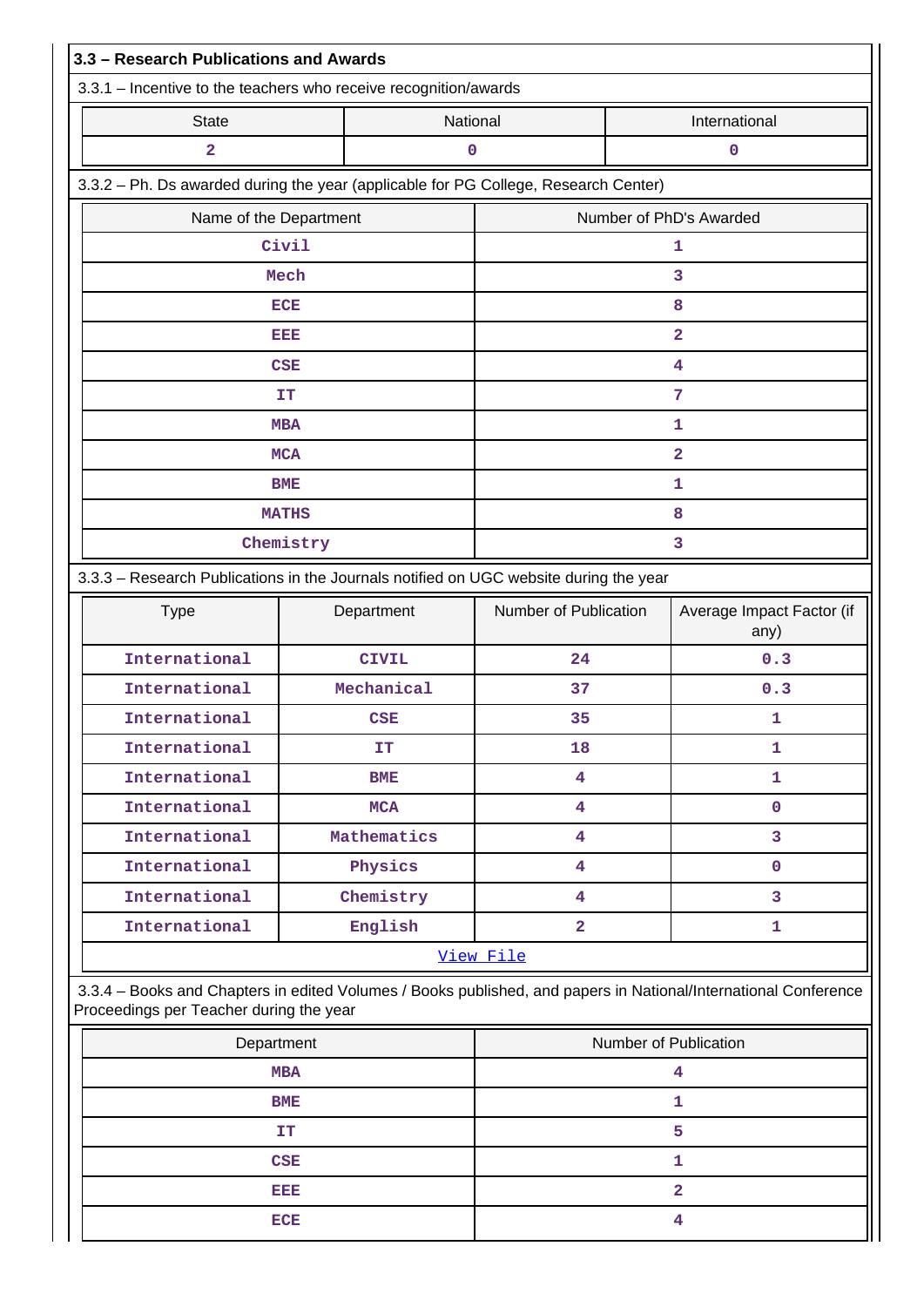## 3.3 – Research Publications and Awards

3.3.1 – Incentive to the teachers who receive recognition/awards

| State | National | International |
|---|---|---|
| 2 | 0 | 0 |

3.3.2 – Ph. Ds awarded during the year (applicable for PG College, Research Center)

| Name of the Department | Number of PhD's Awarded |
|---|---|
| Civil | 1 |
| Mech | 3 |
| ECE | 8 |
| EEE | 2 |
| CSE | 4 |
| IT | 7 |
| MBA | 1 |
| MCA | 2 |
| BME | 1 |
| MATHS | 8 |
| Chemistry | 3 |

3.3.3 – Research Publications in the Journals notified on UGC website during the year

| Type | Department | Number of Publication | Average Impact Factor (if any) |
|---|---|---|---|
| International | CIVIL | 24 | 0.3 |
| International | Mechanical | 37 | 0.3 |
| International | CSE | 35 | 1 |
| International | IT | 18 | 1 |
| International | BME | 4 | 1 |
| International | MCA | 4 | 0 |
| International | Mathematics | 4 | 3 |
| International | Physics | 4 | 0 |
| International | Chemistry | 4 | 3 |
| International | English | 2 | 1 |

View File

3.3.4 – Books and Chapters in edited Volumes / Books published, and papers in National/International Conference Proceedings per Teacher during the year

| Department | Number of Publication |
|---|---|
| MBA | 4 |
| BME | 1 |
| IT | 5 |
| CSE | 1 |
| EEE | 2 |
| ECE | 4 |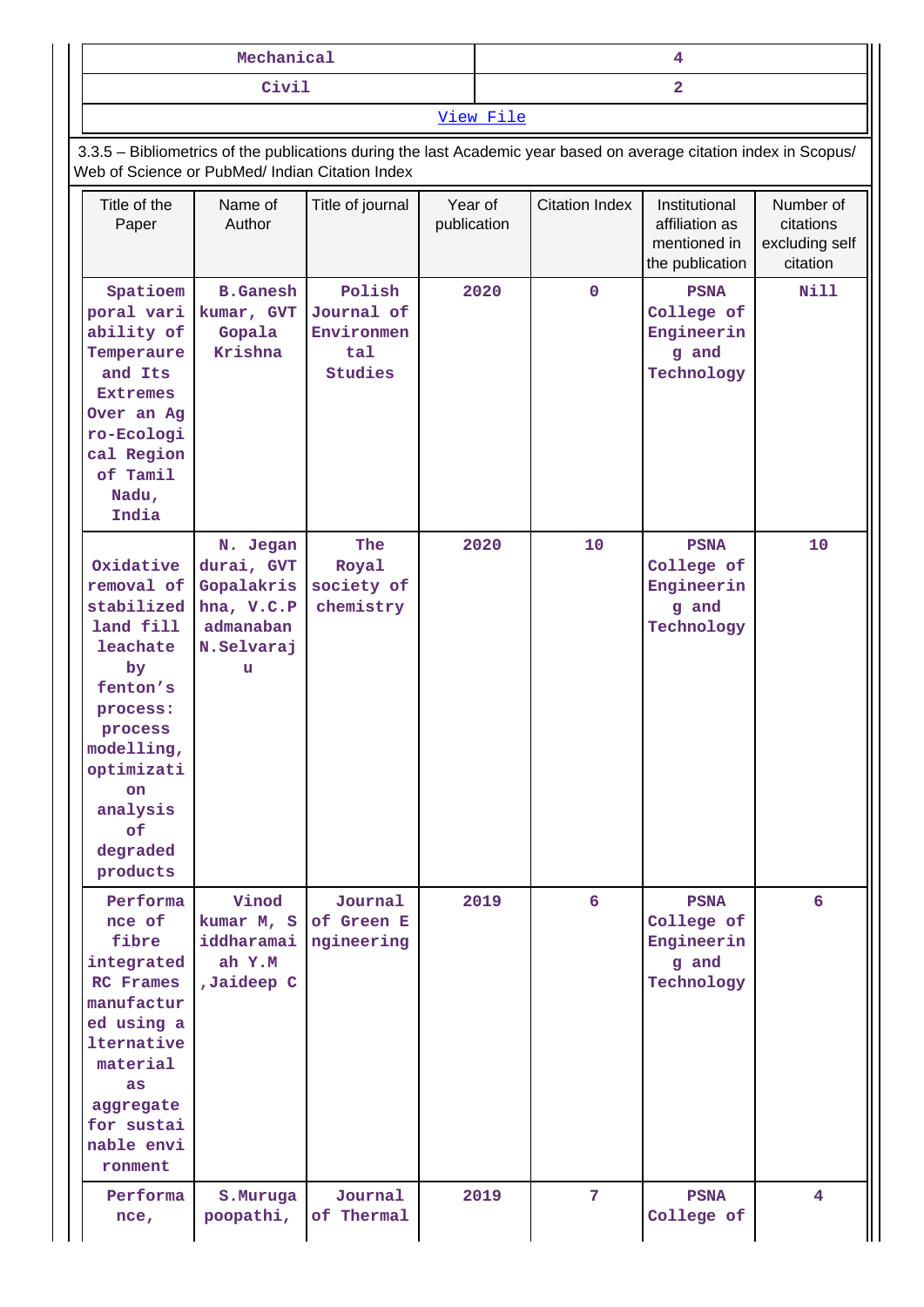| Mechanical | 4 |
|---|---|
| Civil | 2 |

[View File]

3.3.5 – Bibliometrics of the publications during the last Academic year based on average citation index in Scopus/ Web of Science or PubMed/ Indian Citation Index

| Title of the Paper | Name of Author | Title of journal | Year of publication | Citation Index | Institutional affiliation as mentioned in the publication | Number of citations excluding self citation |
|---|---|---|---|---|---|---|
| Spatioemporal variability of Temperaure and Its Extremes Over an Agro-Ecological Region of Tamil Nadu, India | B.Ganesh kumar, GVT Gopala Krishna | Polish Journal of Environmental Studies | 2020 | 0 | PSNA College of Engineering and Technology | Nill |
| Oxidative removal of stabilized land fill leachate by fenton's process: process modelling, optimization analysis of degraded products | N. Jegan durai, GVT Gopalakrishna, V.C.Padmanaban N.Selvaraju | The Royal society of chemistry | 2020 | 10 | PSNA College of Engineering and Technology | 10 |
| Performance of fibre integrated RC Frames manufactured using alternative material as aggregate for sustainable environment | Vinod kumar M, Siddharamaiah Y.M ,Jaideep C | Journal of Green Engineering | 2019 | 6 | PSNA College of Engineering and Technology | 6 |
| Performance, | S.Murugapoopathi, | Journal of Thermal | 2019 | 7 | PSNA College of | 4 |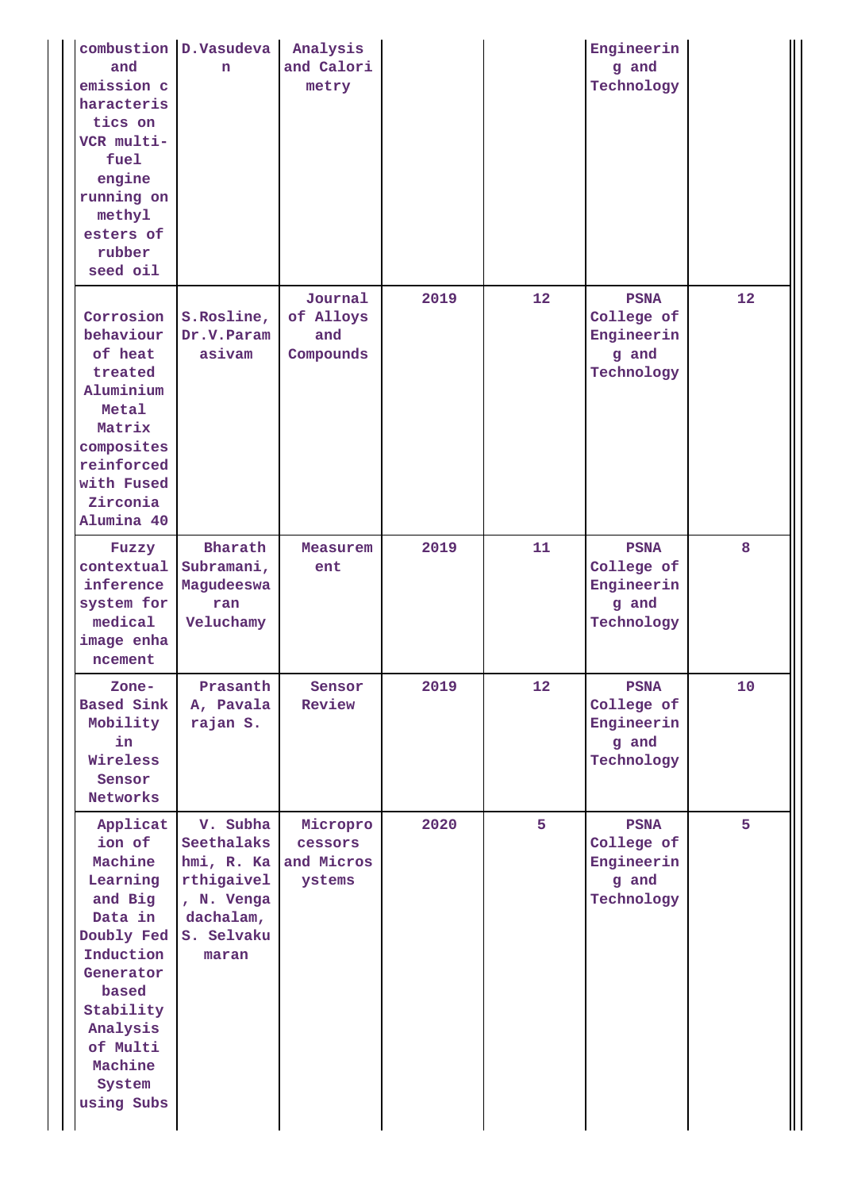| | | | | | | |
|---|---|---|---|---|---|---|
| combustion and emission characteristics on VCR multi-fuel engine running on methyl esters of rubber seed oil | D.Vasudevan | Analysis and Calorimetry | | | Engineering and Technology | |
| Corrosion behaviour of heat treated Aluminium Metal Matrix composites reinforced with Fused Zirconia Alumina 40 | S.Rosline, Dr.V.Paramasivam | Journal of Alloys and Compounds | 2019 | 12 | PSNA College of Engineering and Technology | 12 |
| Fuzzy contextual inference system for medical image enhancement | Bharath Subramani, Magudeeswaran Veluchamy | Measurement | 2019 | 11 | PSNA College of Engineering and Technology | 8 |
| Zone-Based Sink Mobility in Wireless Sensor Networks | Prasanth A, Pavalarajan S. | Sensor Review | 2019 | 12 | PSNA College of Engineering and Technology | 10 |
| Application of Machine Learning and Big Data in Doubly Fed Induction Generator based Stability Analysis of Multi Machine System using Subs | V. Subha Seethalakshmi, R. Karthigaivel, N. Vengadachalam, S. Selvakumaran | Microprocessors and Microsystems | 2020 | 5 | PSNA College of Engineering and Technology | 5 |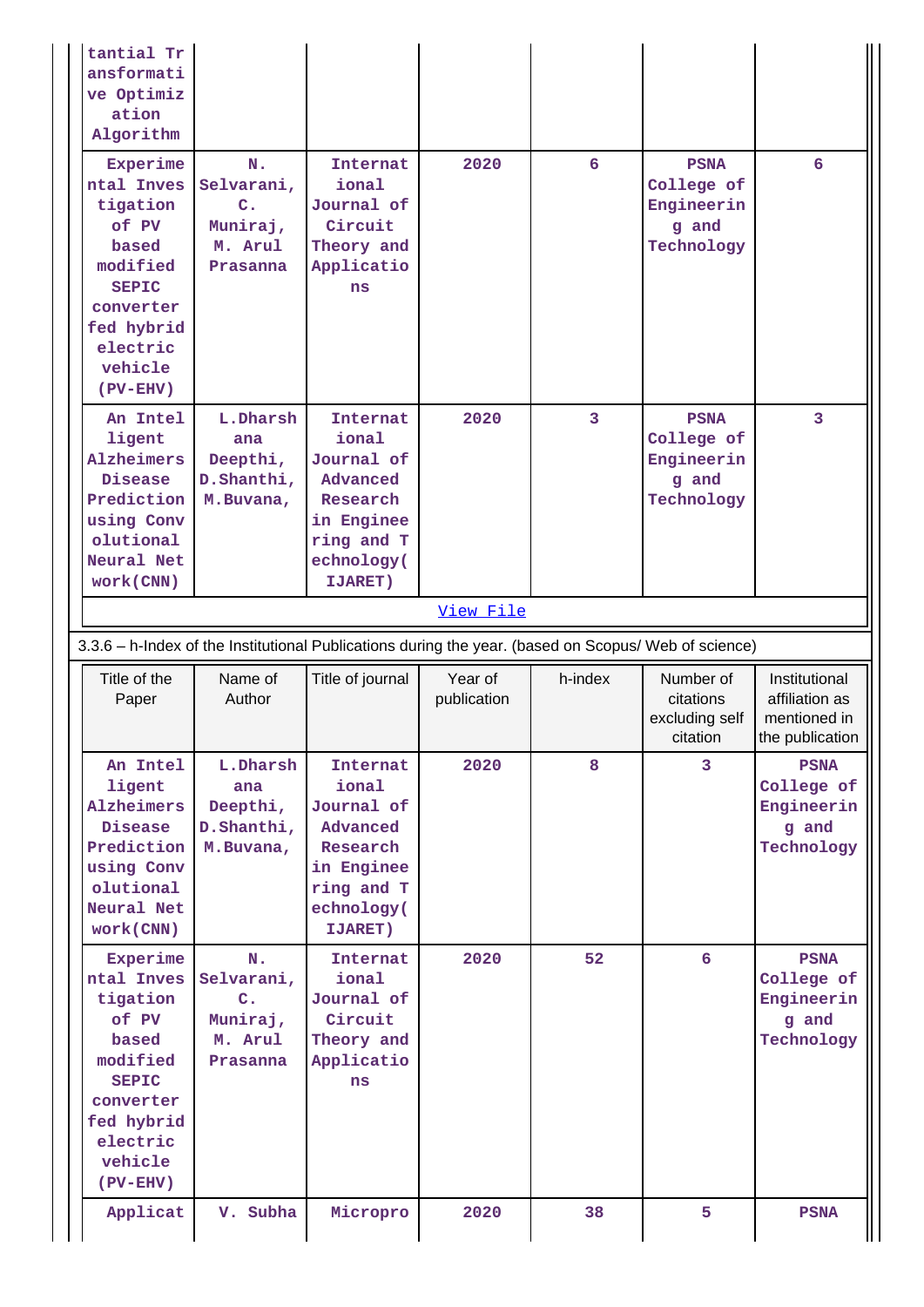| | | | | | | |
|---|---|---|---|---|---|---|
| tantial Transformative Optimization Algorithm | | | | | | |
| Experimental Investigation of PV based modified SEPIC converter fed hybrid electric vehicle (PV-EHV) | N. Selvarani, C. Muniraj, M. Arul Prasanna | International Journal of Circuit Theory and Applications | 2020 | 6 | PSNA College of Engineering and Technology | 6 |
| An Intelligent Alzheimers Disease Prediction using Convolutional Neural Network(CNN) | L.Dharshana Deepthi, D.Shanthi, M.Buvana, | International Journal of Advanced Research in Engineering and Technology(IJARET) | 2020 | 3 | PSNA College of Engineering and Technology | 3 |

View File

3.3.6 – h-Index of the Institutional Publications during the year. (based on Scopus/ Web of science)

| Title of the Paper | Name of Author | Title of journal | Year of publication | h-index | Number of citations excluding self citation | Institutional affiliation as mentioned in the publication |
|---|---|---|---|---|---|---|
| An Intelligent Alzheimers Disease Prediction using Convolutional Neural Network(CNN) | L.Dharshana Deepthi, D.Shanthi, M.Buvana, | International Journal of Advanced Research in Engineering and Technology(IJARET) | 2020 | 8 | 3 | PSNA College of Engineering and Technology |
| Experimental Investigation of PV based modified SEPIC converter fed hybrid electric vehicle (PV-EHV) | N. Selvarani, C. Muniraj, M. Arul Prasanna | International Journal of Circuit Theory and Applications | 2020 | 52 | 6 | PSNA College of Engineering and Technology |
| Applicat | V. Subha | Micropro | 2020 | 38 | 5 | PSNA |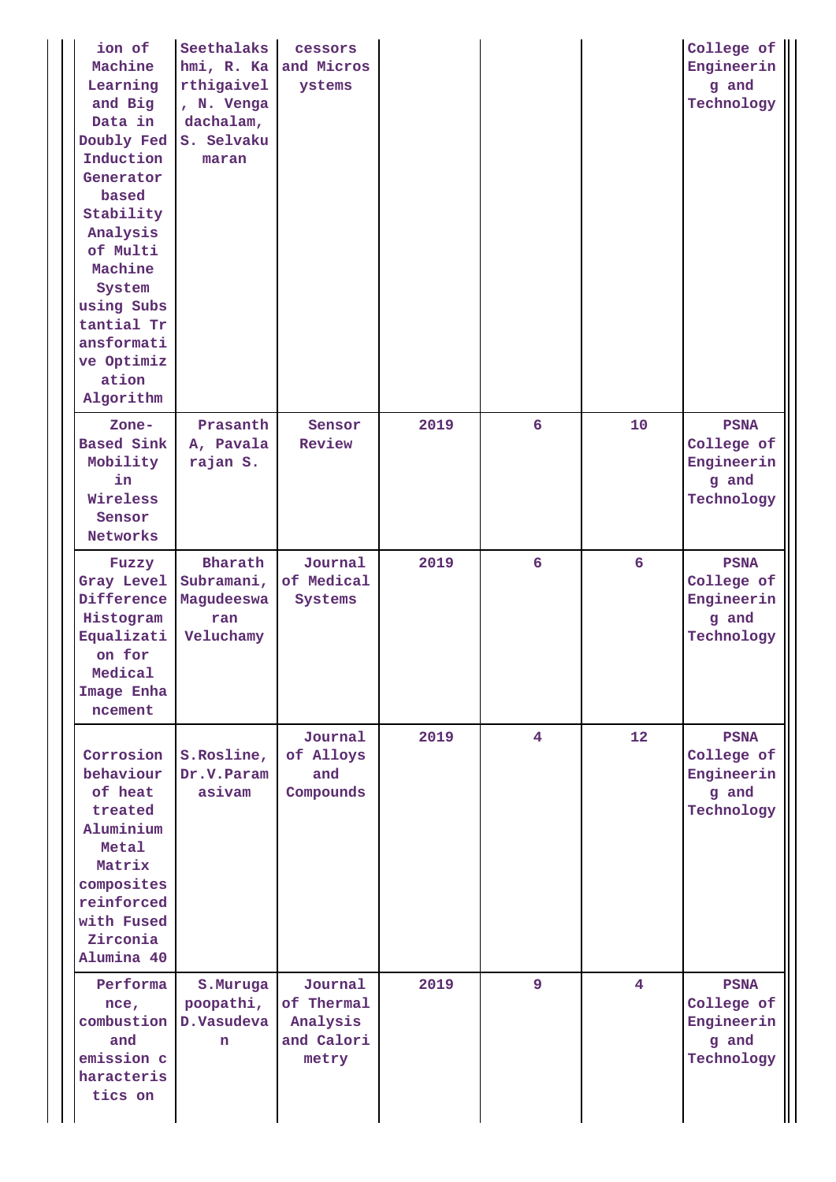| | | | | | | |
|---|---|---|---|---|---|---|
| ion of Machine Learning and Big Data in Doubly Fed Induction Generator based Stability Analysis of Multi Machine System using Substantial Transformative Optimization Algorithm | Seethalakshmi, R. Karthigaivel, N. Vengadachalam, S. Selvakumaran | cessors and Microsystems | | | | College of Engineering and Technology |
| Zone-Based Sink Mobility in Wireless Sensor Networks | Prasanth A, Pavalarajan S. | Sensor Review | 2019 | 6 | 10 | PSNA College of Engineering and Technology |
| Fuzzy Gray Level Difference Histogram Equalization for Medical Image Enhancement | Bharath Subramani, Magudeeswaran Veluchamy | Journal of Medical Systems | 2019 | 6 | 6 | PSNA College of Engineering and Technology |
| Corrosion behaviour of heat treated Aluminium Metal Matrix composites reinforced with Fused Zirconia Alumina 40 | S.Rosline, Dr.V.Paramasivam | Journal of Alloys and Compounds | 2019 | 4 | 12 | PSNA College of Engineering and Technology |
| Performance, combustion and emission characteristics on | S.Murugapoopathi, D.Vasudevan | Journal of Thermal Analysis and Calorimetry | 2019 | 9 | 4 | PSNA College of Engineering and Technology |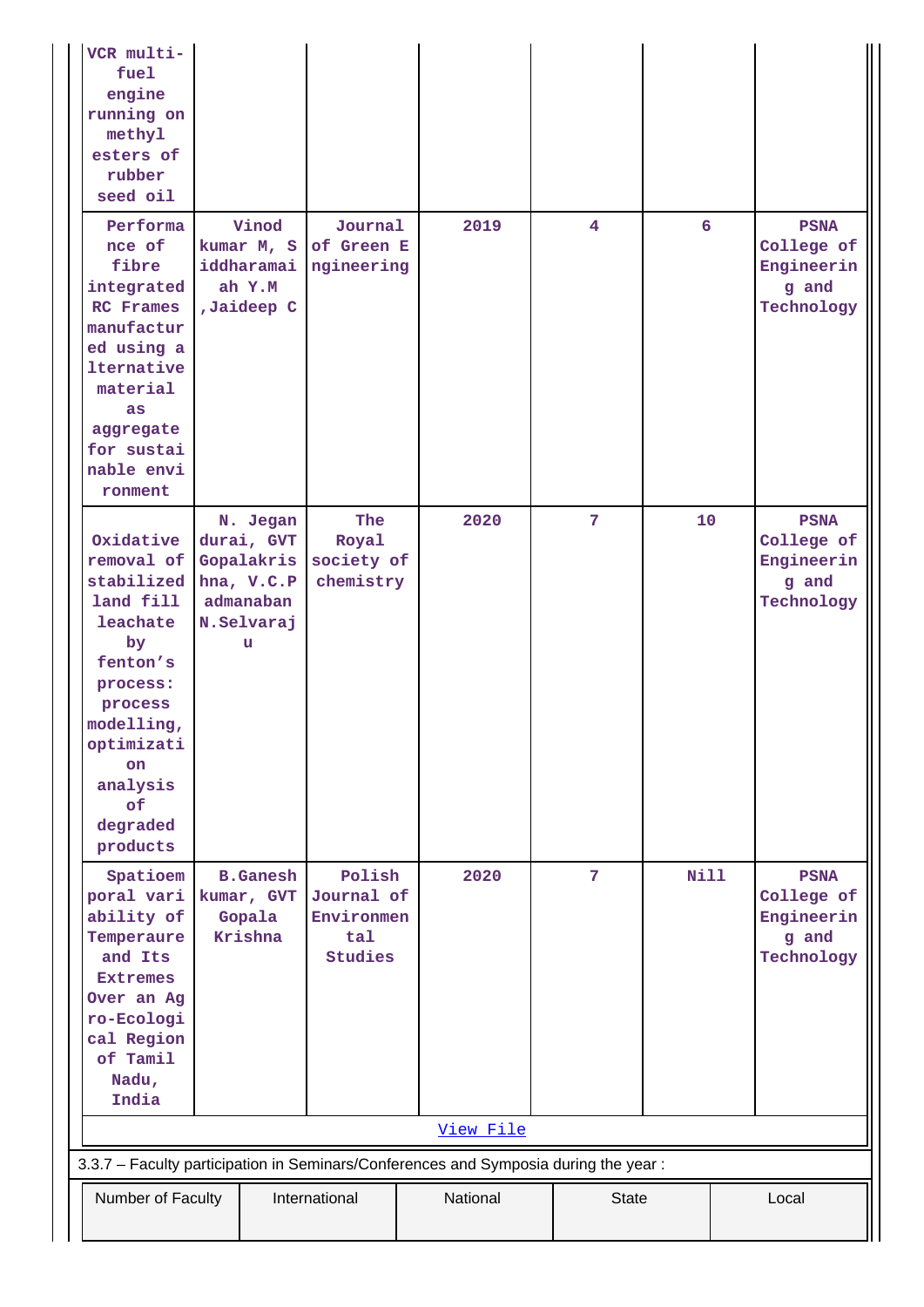| | | | | | | |
|---|---|---|---|---|---|---|
| VCR multi-fuel engine running on methyl esters of rubber seed oil | | | | | | |
| Performance of fibre integrated RC Frames manufactured using alternative material as aggregate for sustainable environment | Vinod kumar M, Siddharamaiah Y.M ,Jaideep C | Journal of Green Engineering | 2019 | 4 | 6 | PSNA College of Engineering and Technology |
| Oxidative removal of stabilized land fill leachate by fenton's process: process modelling, optimization analysis of degraded products | N. Jegan durai, GVT Gopalakrishna, V.C.Padmanaban N.Selvaraju | The Royal society of chemistry | 2020 | 7 | 10 | PSNA College of Engineering and Technology |
| Spatioemporal variability of Temperaure and Its Extremes Over an Agro-Ecological Region of Tamil Nadu, India | B.Ganesh kumar, GVT Gopala Krishna | Polish Journal of Environmental Studies | 2020 | 7 | Nill | PSNA College of Engineering and Technology |
| | | | View File | | | |

3.3.7 – Faculty participation in Seminars/Conferences and Symposia during the year :

| Number of Faculty | International | National | State | Local |
|---|---|---|---|---|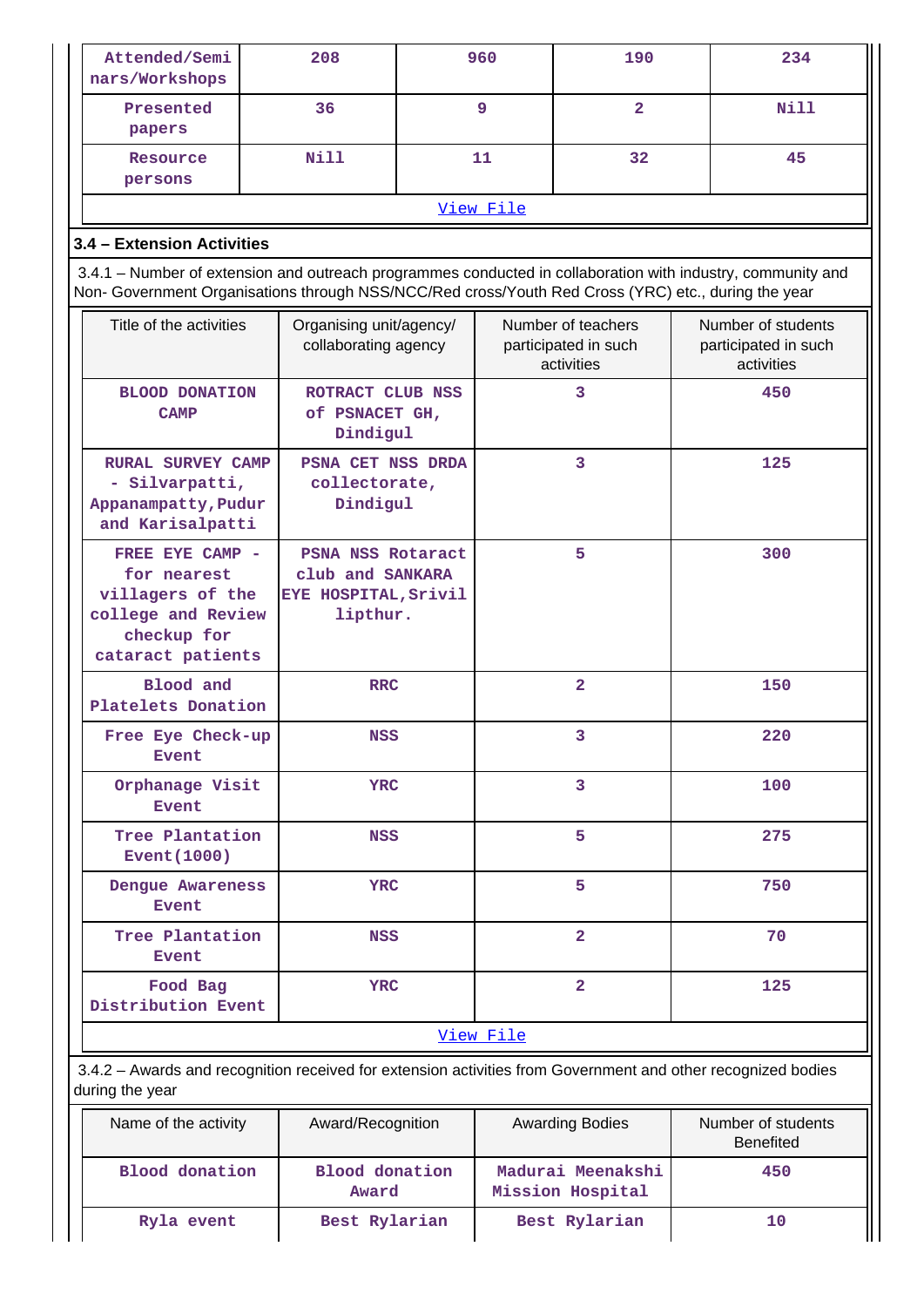| Attended/Seminars/Workshops | 208 | 960 | 190 | 234 |
|---|---|---|---|---|
| Presented papers | 36 | 9 | 2 | Nill |
| Resource persons | Nill | 11 | 32 | 45 |

View File

### 3.4 – Extension Activities

3.4.1 – Number of extension and outreach programmes conducted in collaboration with industry, community and Non- Government Organisations through NSS/NCC/Red cross/Youth Red Cross (YRC) etc., during the year

| Title of the activities | Organising unit/agency/ collaborating agency | Number of teachers participated in such activities | Number of students participated in such activities |
|---|---|---|---|
| BLOOD DONATION CAMP | ROTRACT CLUB NSS of PSNACET GH, Dindigul | 3 | 450 |
| RURAL SURVEY CAMP - Silvarpatti, Appanampatty,Pudur and Karisalpatti | PSNA CET NSS DRDA collectorate, Dindigul | 3 | 125 |
| FREE EYE CAMP - for nearest villagers of the college and Review checkup for cataract patients | PSNA NSS Rotaract club and SANKARA EYE HOSPITAL,Srivillipthur. | 5 | 300 |
| Blood and Platelets Donation | RRC | 2 | 150 |
| Free Eye Check-up Event | NSS | 3 | 220 |
| Orphanage Visit Event | YRC | 3 | 100 |
| Tree Plantation Event(1000) | NSS | 5 | 275 |
| Dengue Awareness Event | YRC | 5 | 750 |
| Tree Plantation Event | NSS | 2 | 70 |
| Food Bag Distribution Event | YRC | 2 | 125 |

View File

3.4.2 – Awards and recognition received for extension activities from Government and other recognized bodies during the year

| Name of the activity | Award/Recognition | Awarding Bodies | Number of students Benefited |
|---|---|---|---|
| Blood donation | Blood donation Award | Madurai Meenakshi Mission Hospital | 450 |
| Ryla event | Best Rylarian | Best Rylarian | 10 |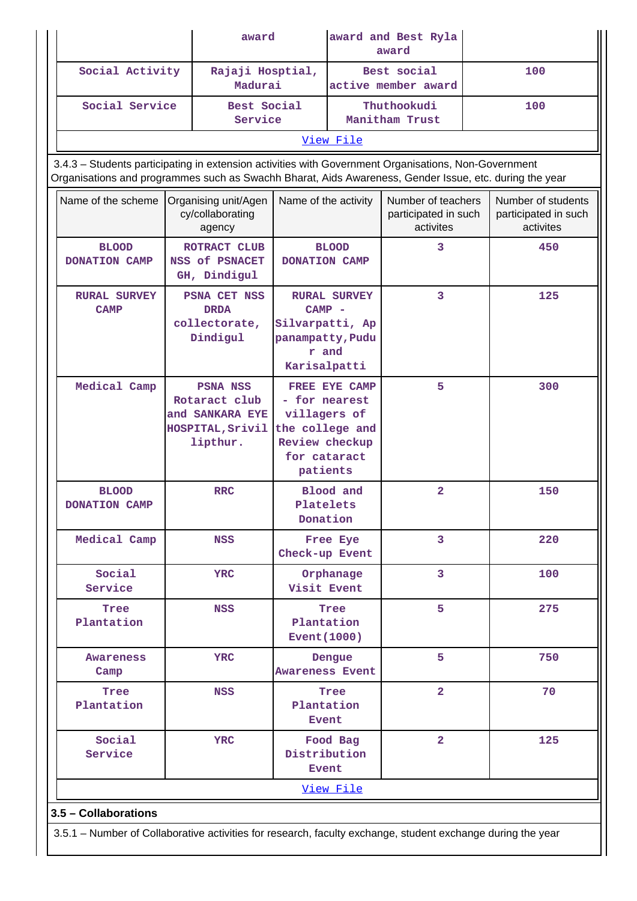| | award | award and Best Ryla award | |
|---|---|---|---|
| Social Activity | Rajaji Hosptial, Madurai | Best social active member award | 100 |
| Social Service | Best Social Service | Thuthookudi Manitham Trust | 100 |

View File

3.4.3 – Students participating in extension activities with Government Organisations, Non-Government Organisations and programmes such as Swachh Bharat, Aids Awareness, Gender Issue, etc. during the year

| Name of the scheme | Organising unit/Agency/collaborating agency | Name of the activity | Number of teachers participated in such activites | Number of students participated in such activites |
|---|---|---|---|---|
| BLOOD DONATION CAMP | ROTRACT CLUB NSS of PSNACET GH, Dindigul | BLOOD DONATION CAMP | 3 | 450 |
| RURAL SURVEY CAMP | PSNA CET NSS DRDA collectorate, Dindigul | RURAL SURVEY CAMP - Silvarpatti, Appanampatty,Pudur and Karisalpatti | 3 | 125 |
| Medical Camp | PSNA NSS Rotaract club and SANKARA EYE HOSPITAL,Srivillipthur. | FREE EYE CAMP - for nearest villagers of the college and Review checkup for cataract patients | 5 | 300 |
| BLOOD DONATION CAMP | RRC | Blood and Platelets Donation | 2 | 150 |
| Medical Camp | NSS | Free Eye Check-up Event | 3 | 220 |
| Social Service | YRC | Orphanage Visit Event | 3 | 100 |
| Tree Plantation | NSS | Tree Plantation Event(1000) | 5 | 275 |
| Awareness Camp | YRC | Dengue Awareness Event | 5 | 750 |
| Tree Plantation | NSS | Tree Plantation Event | 2 | 70 |
| Social Service | YRC | Food Bag Distribution Event | 2 | 125 |

View File

## 3.5 – Collaborations

3.5.1 – Number of Collaborative activities for research, faculty exchange, student exchange during the year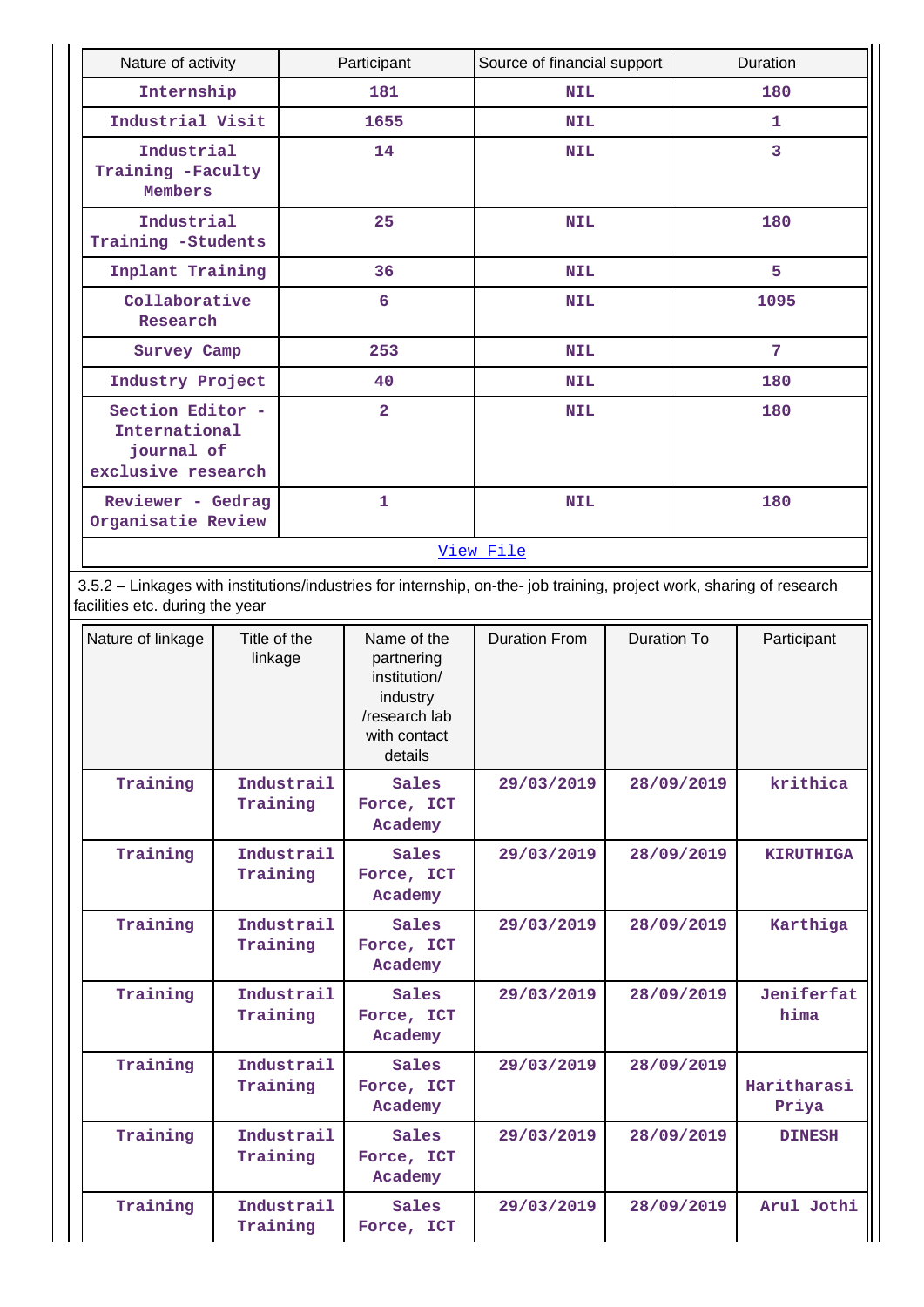| Nature of activity | Participant | Source of financial support | Duration |
|---|---|---|---|
| Internship | 181 | NIL | 180 |
| Industrial Visit | 1655 | NIL | 1 |
| Industrial Training -Faculty Members | 14 | NIL | 3 |
| Industrial Training -Students | 25 | NIL | 180 |
| Inplant Training | 36 | NIL | 5 |
| Collaborative Research | 6 | NIL | 1095 |
| Survey Camp | 253 | NIL | 7 |
| Industry Project | 40 | NIL | 180 |
| Section Editor - International journal of exclusive research | 2 | NIL | 180 |
| Reviewer - Gedrag Organisatie Review | 1 | NIL | 180 |

[View File]

3.5.2 – Linkages with institutions/industries for internship, on-the- job training, project work, sharing of research facilities etc. during the year

| Nature of linkage | Title of the linkage | Name of the partnering institution/ industry /research lab with contact details | Duration From | Duration To | Participant |
|---|---|---|---|---|---|
| Training | Industrail Training | Sales Force, ICT Academy | 29/03/2019 | 28/09/2019 | krithica |
| Training | Industrail Training | Sales Force, ICT Academy | 29/03/2019 | 28/09/2019 | KIRUTHIGA |
| Training | Industrail Training | Sales Force, ICT Academy | 29/03/2019 | 28/09/2019 | Karthiga |
| Training | Industrail Training | Sales Force, ICT Academy | 29/03/2019 | 28/09/2019 | Jeniferfat hima |
| Training | Industrail Training | Sales Force, ICT Academy | 29/03/2019 | 28/09/2019 | Haritharasi Priya |
| Training | Industrail Training | Sales Force, ICT Academy | 29/03/2019 | 28/09/2019 | DINESH |
| Training | Industrail Training | Sales Force, ICT | 29/03/2019 | 28/09/2019 | Arul Jothi |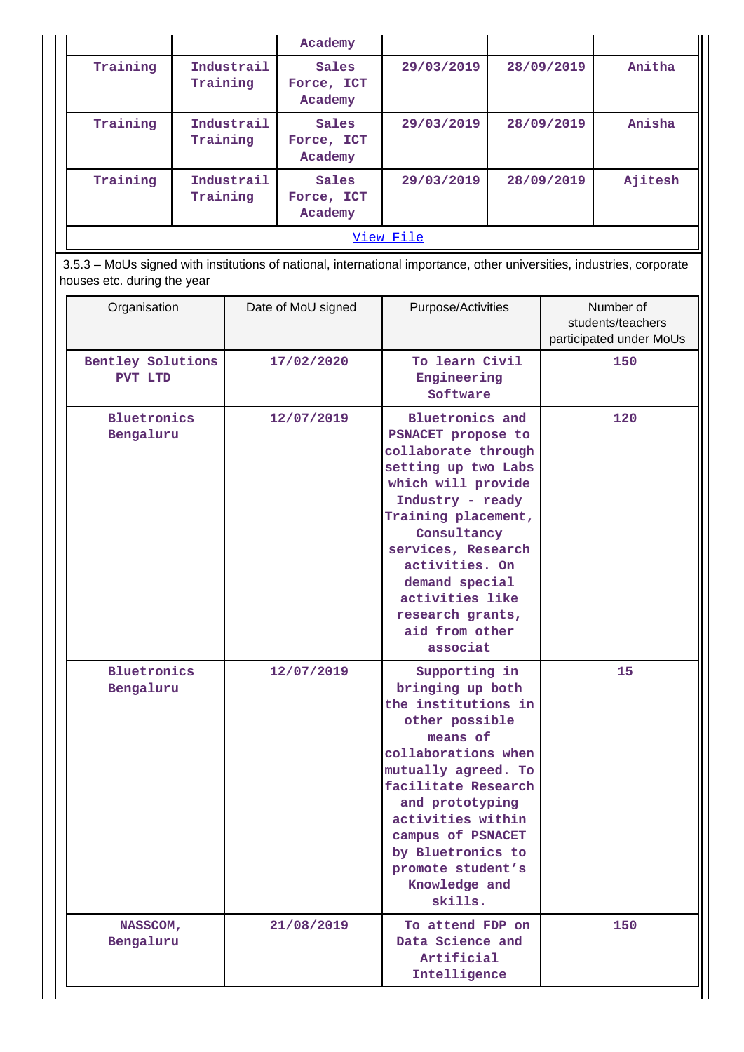| | | Academy | | | |
|---|---|---|---|---|---|
| Training | Industrail Training | Sales Force, ICT Academy | 29/03/2019 | 28/09/2019 | Anitha |
| Training | Industrail Training | Sales Force, ICT Academy | 29/03/2019 | 28/09/2019 | Anisha |
| Training | Industrail Training | Sales Force, ICT Academy | 29/03/2019 | 28/09/2019 | Ajitesh |

[View File]

3.5.3 – MoUs signed with institutions of national, international importance, other universities, industries, corporate houses etc. during the year

| Organisation | Date of MoU signed | Purpose/Activities | Number of students/teachers participated under MoUs |
|---|---|---|---|
| Bentley Solutions PVT LTD | 17/02/2020 | To learn Civil Engineering Software | 150 |
| Bluetronics Bengaluru | 12/07/2019 | Bluetronics and PSNACET propose to collaborate through setting up two Labs which will provide Industry - ready Training placement, Consultancy services, Research activities. On demand special activities like research grants, aid from other associat | 120 |
| Bluetronics Bengaluru | 12/07/2019 | Supporting in bringing up both the institutions in other possible means of collaborations when mutually agreed. To facilitate Research and prototyping activities within campus of PSNACET by Bluetronics to promote student's Knowledge and skills. | 15 |
| NASSCOM, Bengaluru | 21/08/2019 | To attend FDP on Data Science and Artificial Intelligence | 150 |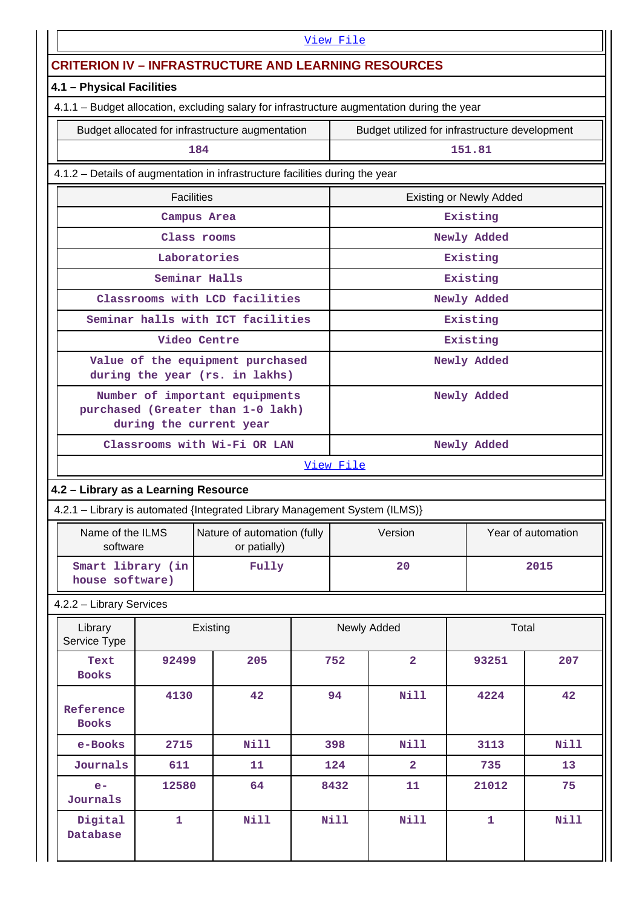[View File](#)

## CRITERION IV – INFRASTRUCTURE AND LEARNING RESOURCES

### 4.1 – Physical Facilities

4.1.1 – Budget allocation, excluding salary for infrastructure augmentation during the year

| Budget allocated for infrastructure augmentation | Budget utilized for infrastructure development |
|---|---|
| 184 | 151.81 |

4.1.2 – Details of augmentation in infrastructure facilities during the year

| Facilities | Existing or Newly Added |
|---|---|
| Campus Area | Existing |
| Class rooms | Newly Added |
| Laboratories | Existing |
| Seminar Halls | Existing |
| Classrooms with LCD facilities | Newly Added |
| Seminar halls with ICT facilities | Existing |
| Video Centre | Existing |
| Value of the equipment purchased during the year (rs. in lakhs) | Newly Added |
| Number of important equipments purchased (Greater than 1-0 lakh) during the current year | Newly Added |
| Classrooms with Wi-Fi OR LAN | Newly Added |

[View File](#)

### 4.2 – Library as a Learning Resource

4.2.1 – Library is automated {Integrated Library Management System (ILMS)}

| Name of the ILMS software | Nature of automation (fully or patially) | Version | Year of automation |
|---|---|---|---|
| Smart library (in house software) | Fully | 20 | 2015 |

4.2.2 – Library Services

| Library Service Type | Existing | | Newly Added | | Total | |
|---|---|---|---|---|---|---|
| Text Books | 92499 | 205 | 752 | 2 | 93251 | 207 |
| Reference Books | 4130 | 42 | 94 | Nill | 4224 | 42 |
| e-Books | 2715 | Nill | 398 | Nill | 3113 | Nill |
| Journals | 611 | 11 | 124 | 2 | 735 | 13 |
| e-Journals | 12580 | 64 | 8432 | 11 | 21012 | 75 |
| Digital Database | 1 | Nill | Nill | Nill | 1 | Nill |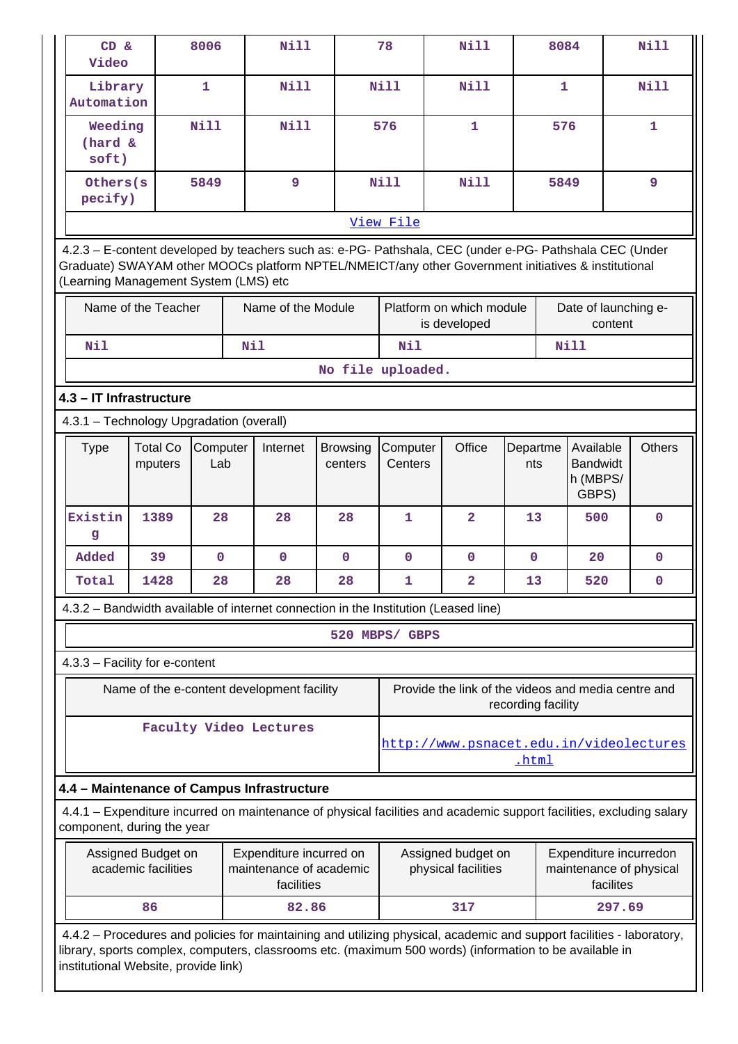| CD & Video | 8006 | Nill | 78 | Nill | 8084 | Nill |
|---|---|---|---|---|---|---|
| Library Automation | 1 | Nill | Nill | Nill | 1 | Nill |
| Weeding (hard & soft) | Nill | Nill | 576 | 1 | 576 | 1 |
| Others(specify) | 5849 | 9 | Nill | Nill | 5849 | 9 |
| View File | | | | | | |

4.2.3 – E-content developed by teachers such as: e-PG- Pathshala, CEC (under e-PG- Pathshala CEC (Under Graduate) SWAYAM other MOOCs platform NPTEL/NMEICT/any other Government initiatives & institutional (Learning Management System (LMS) etc

| Name of the Teacher | Name of the Module | Platform on which module is developed | Date of launching e-content |
|---|---|---|---|
| Nil | Nil | Nil | Nill |
| No file uploaded. | | | |

### 4.3 – IT Infrastructure

4.3.1 – Technology Upgradation (overall)

| Type | Total Computers | Computer Lab | Internet | Browsing centers | Computer Centers | Office | Departments | Available Bandwidth (MBPS/ GBPS) | Others |
|---|---|---|---|---|---|---|---|---|---|
| Existing | 1389 | 28 | 28 | 28 | 1 | 2 | 13 | 500 | 0 |
| Added | 39 | 0 | 0 | 0 | 0 | 0 | 0 | 20 | 0 |
| Total | 1428 | 28 | 28 | 28 | 1 | 2 | 13 | 520 | 0 |

4.3.2 – Bandwidth available of internet connection in the Institution (Leased line)

520 MBPS/ GBPS

4.3.3 – Facility for e-content

| Name of the e-content development facility | Provide the link of the videos and media centre and recording facility |
|---|---|
| Faculty Video Lectures | http://www.psnacet.edu.in/videolectures.html |

### 4.4 – Maintenance of Campus Infrastructure

4.4.1 – Expenditure incurred on maintenance of physical facilities and academic support facilities, excluding salary component, during the year

| Assigned Budget on academic facilities | Expenditure incurred on maintenance of academic facilities | Assigned budget on physical facilities | Expenditure incurredon maintenance of physical facilites |
|---|---|---|---|
| 86 | 82.86 | 317 | 297.69 |

4.4.2 – Procedures and policies for maintaining and utilizing physical, academic and support facilities - laboratory, library, sports complex, computers, classrooms etc. (maximum 500 words) (information to be available in institutional Website, provide link)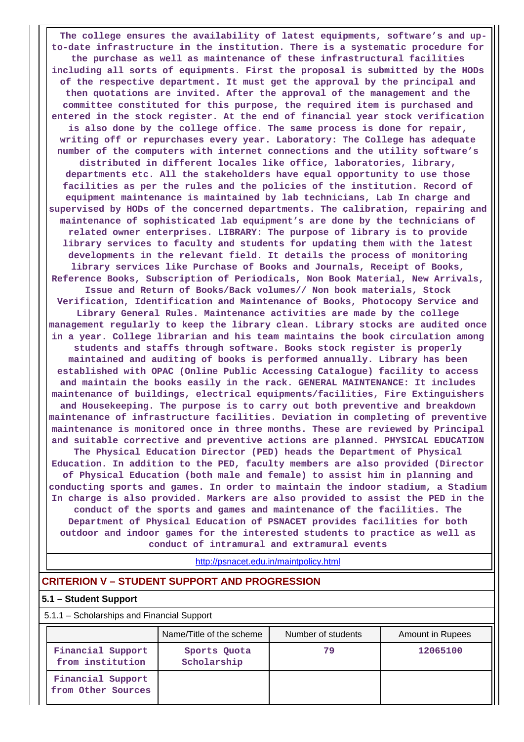The college ensures the availability of latest equipments, software's and up-to-date infrastructure in the institution. There is a systematic procedure for the purchase as well as maintenance of these infrastructural facilities including all sorts of equipments. First the proposal is submitted by the HODs of the respective department. It must get the approval by the principal and then quotations are invited. After the approval of the management and the committee constituted for this purpose, the required item is purchased and entered in the stock register. At the end of financial year stock verification is also done by the college office. The same process is done for repair, writing off or repurchases every year. Laboratory: The College has adequate number of the computers with internet connections and the utility software's distributed in different locales like office, laboratories, library, departments etc. All the stakeholders have equal opportunity to use those facilities as per the rules and the policies of the institution. Record of equipment maintenance is maintained by lab technicians, Lab In charge and supervised by HODs of the concerned departments. The calibration, repairing and maintenance of sophisticated lab equipment's are done by the technicians of related owner enterprises. LIBRARY: The purpose of library is to provide library services to faculty and students for updating them with the latest developments in the relevant field. It details the process of monitoring library services like Purchase of Books and Journals, Receipt of Books, Reference Books, Subscription of Periodicals, Non Book Material, New Arrivals, Issue and Return of Books/Back volumes// Non book materials, Stock Verification, Identification and Maintenance of Books, Photocopy Service and Library General Rules. Maintenance activities are made by the college management regularly to keep the library clean. Library stocks are audited once in a year. College librarian and his team maintains the book circulation among students and staffs through software. Books stock register is properly maintained and auditing of books is performed annually. Library has been established with OPAC (Online Public Accessing Catalogue) facility to access and maintain the books easily in the rack. GENERAL MAINTENANCE: It includes maintenance of buildings, electrical equipments/facilities, Fire Extinguishers and Housekeeping. The purpose is to carry out both preventive and breakdown maintenance of infrastructure facilities. Deviation in completing of preventive maintenance is monitored once in three months. These are reviewed by Principal and suitable corrective and preventive actions are planned. PHYSICAL EDUCATION The Physical Education Director (PED) heads the Department of Physical Education. In addition to the PED, faculty members are also provided (Director of Physical Education (both male and female) to assist him in planning and conducting sports and games. In order to maintain the indoor stadium, a Stadium In charge is also provided. Markers are also provided to assist the PED in the conduct of the sports and games and maintenance of the facilities. The Department of Physical Education of PSNACET provides facilities for both outdoor and indoor games for the interested students to practice as well as conduct of intramural and extramural events

http://psnacet.edu.in/maintpolicy.html

## CRITERION V – STUDENT SUPPORT AND PROGRESSION

### 5.1 – Student Support

5.1.1 – Scholarships and Financial Support

| | Name/Title of the scheme | Number of students | Amount in Rupees |
|---|---|---|---|
| Financial Support from institution | Sports Quota Scholarship | 79 | 12065100 |
| Financial Support from Other Sources | | | |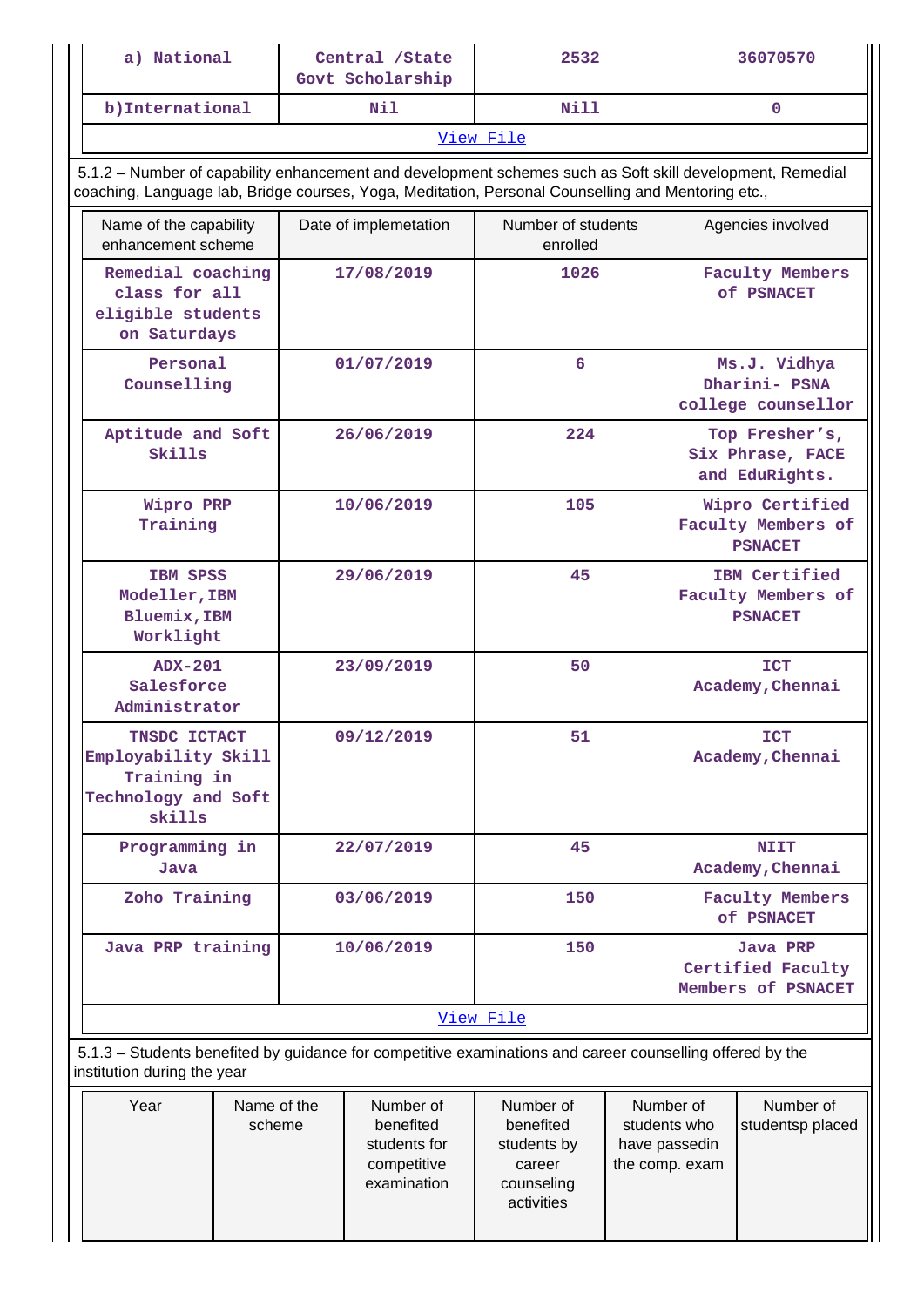| a) National | Central /State Govt Scholarship | 2532 | 36070570 |
|---|---|---|---|
| b)International | Nil | Nill | 0 |
| View File | | | |

5.1.2 – Number of capability enhancement and development schemes such as Soft skill development, Remedial coaching, Language lab, Bridge courses, Yoga, Meditation, Personal Counselling and Mentoring etc.,

| Name of the capability enhancement scheme | Date of implemetation | Number of students enrolled | Agencies involved |
|---|---|---|---|
| Remedial coaching class for all eligible students on Saturdays | 17/08/2019 | 1026 | Faculty Members of PSNACET |
| Personal Counselling | 01/07/2019 | 6 | Ms.J. Vidhya Dharini- PSNA college counsellor |
| Aptitude and Soft Skills | 26/06/2019 | 224 | Top Fresher's, Six Phrase, FACE and EduRights. |
| Wipro PRP Training | 10/06/2019 | 105 | Wipro Certified Faculty Members of PSNACET |
| IBM SPSS Modeller,IBM Bluemix,IBM Worklight | 29/06/2019 | 45 | IBM Certified Faculty Members of PSNACET |
| ADX-201 Salesforce Administrator | 23/09/2019 | 50 | ICT Academy,Chennai |
| TNSDC ICTACT Employability Skill Training in Technology and Soft skills | 09/12/2019 | 51 | ICT Academy,Chennai |
| Programming in Java | 22/07/2019 | 45 | NIIT Academy,Chennai |
| Zoho Training | 03/06/2019 | 150 | Faculty Members of PSNACET |
| Java PRP training | 10/06/2019 | 150 | Java PRP Certified Faculty Members of PSNACET |
| View File | | | |

5.1.3 – Students benefited by guidance for competitive examinations and career counselling offered by the institution during the year

| Year | Name of the scheme | Number of benefited students for competitive examination | Number of benefited students by career counseling activities | Number of students who have passedin the comp. exam | Number of studentsp placed |
|---|---|---|---|---|---|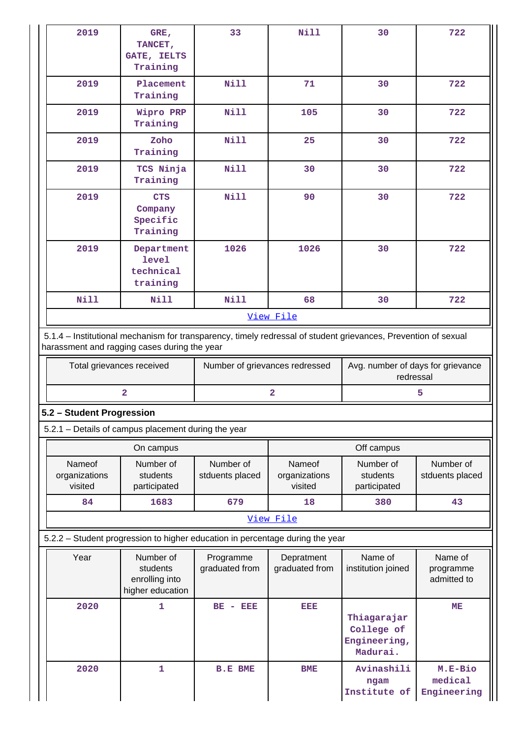| 2019 | GRE, TANCET, GATE, IELTS Training | 33 | Nill | 30 | 722 |
|---|---|---|---|---|---|
| 2019 | Placement Training | Nill | 71 | 30 | 722 |
| 2019 | Wipro PRP Training | Nill | 105 | 30 | 722 |
| 2019 | Zoho Training | Nill | 25 | 30 | 722 |
| 2019 | TCS Ninja Training | Nill | 30 | 30 | 722 |
| 2019 | CTS Company Specific Training | Nill | 90 | 30 | 722 |
| 2019 | Department level technical training | 1026 | 1026 | 30 | 722 |
| Nill | Nill | Nill | 68 | 30 | 722 |

View File

5.1.4 – Institutional mechanism for transparency, timely redressal of student grievances, Prevention of sexual harassment and ragging cases during the year

| Total grievances received | Number of grievances redressed | Avg. number of days for grievance redressal |
|---|---|---|
| 2 | 2 | 5 |

**5.2 – Student Progression**

5.2.1 – Details of campus placement during the year

| On campus | | | Off campus | | |
|---|---|---|---|---|---|
| Nameof organizations visited | Number of students participated | Number of stduents placed | Nameof organizations visited | Number of students participated | Number of stduents placed |
| 84 | 1683 | 679 | 18 | 380 | 43 |

View File

5.2.2 – Student progression to higher education in percentage during the year

| Year | Number of students enrolling into higher education | Programme graduated from | Depratment graduated from | Name of institution joined | Name of programme admitted to |
|---|---|---|---|---|---|
| 2020 | 1 | BE - EEE | EEE | Thiagarajar College of Engineering, Madurai. | ME |
| 2020 | 1 | B.E BME | BME | Avinashilingam Institute of | M.E-Bio medical Engineering |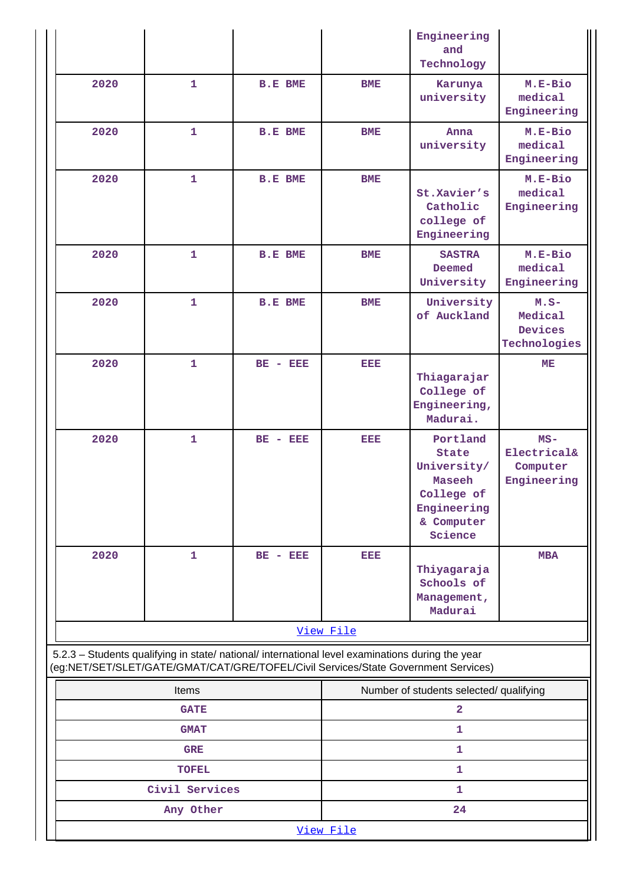| | | | | Engineering and Technology | |
|---|---|---|---|---|---|
| 2020 | 1 | B.E BME | BME | Karunya university | M.E-Bio medical Engineering |
| 2020 | 1 | B.E BME | BME | Anna university | M.E-Bio medical Engineering |
| 2020 | 1 | B.E BME | BME | St.Xavier's Catholic college of Engineering | M.E-Bio medical Engineering |
| 2020 | 1 | B.E BME | BME | SASTRA Deemed University | M.E-Bio medical Engineering |
| 2020 | 1 | B.E BME | BME | University of Auckland | M.S-Medical Devices Technologies |
| 2020 | 1 | BE - EEE | EEE | Thiagarajar College of Engineering, Madurai. | ME |
| 2020 | 1 | BE - EEE | EEE | Portland State University/ Maseeh College of Engineering & Computer Science | MS-Electrical& Computer Engineering |
| 2020 | 1 | BE - EEE | EEE | Thiyagaraja Schools of Management, Madurai | MBA |

View File

5.2.3 – Students qualifying in state/ national/ international level examinations during the year (eg:NET/SET/SLET/GATE/GMAT/CAT/GRE/TOFEL/Civil Services/State Government Services)

| Items | Number of students selected/ qualifying |
|---|---|
| GATE | 2 |
| GMAT | 1 |
| GRE | 1 |
| TOFEL | 1 |
| Civil Services | 1 |
| Any Other | 24 |

View File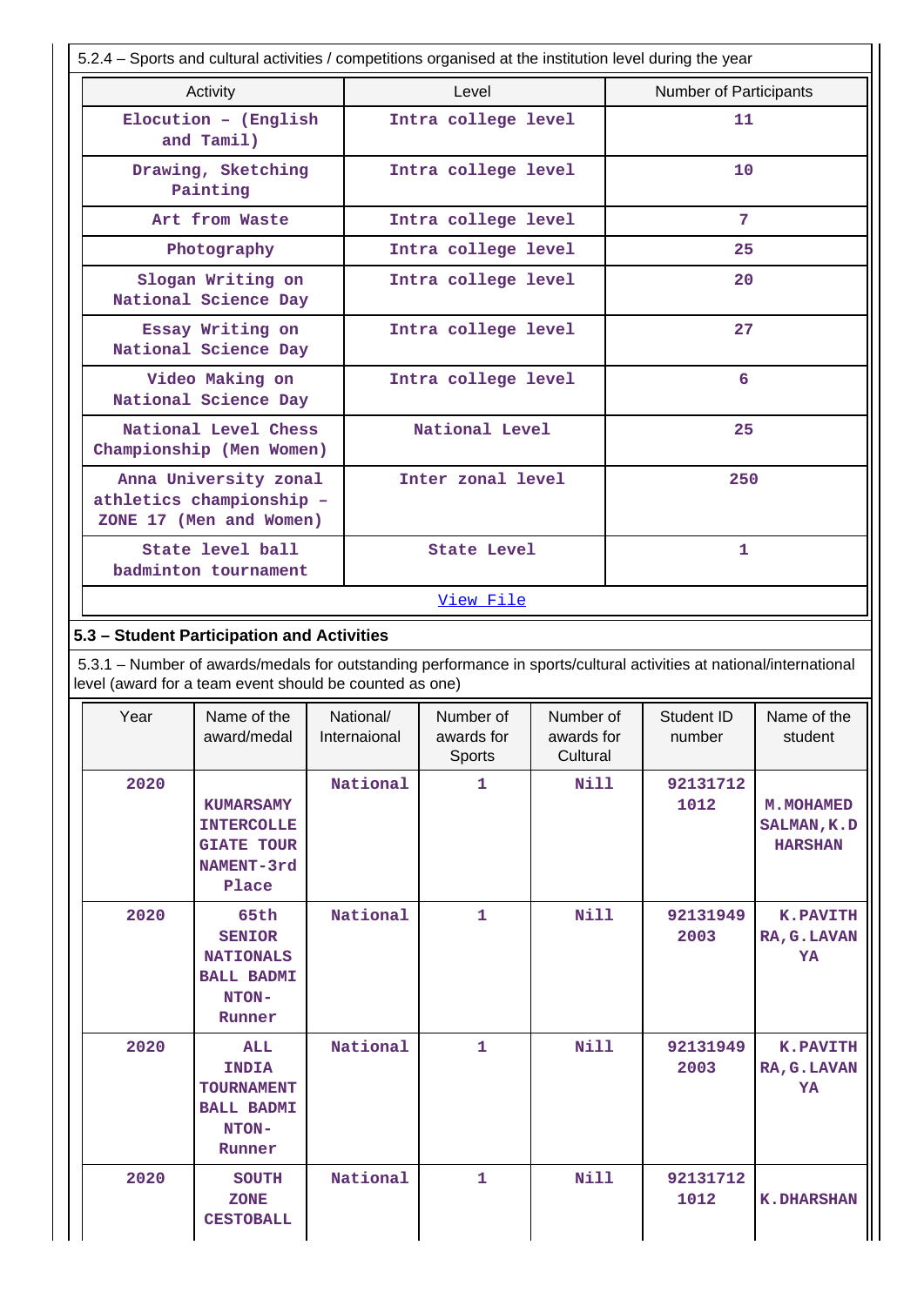5.2.4 – Sports and cultural activities / competitions organised at the institution level during the year

| Activity | Level | Number of Participants |
|---|---|---|
| Elocution – (English and Tamil) | Intra college level | 11 |
| Drawing, Sketching Painting | Intra college level | 10 |
| Art from Waste | Intra college level | 7 |
| Photography | Intra college level | 25 |
| Slogan Writing on National Science Day | Intra college level | 20 |
| Essay Writing on National Science Day | Intra college level | 27 |
| Video Making on National Science Day | Intra college level | 6 |
| National Level Chess Championship (Men Women) | National Level | 25 |
| Anna University zonal athletics championship – ZONE 17 (Men and Women) | Inter zonal level | 250 |
| State level ball badminton tournament | State Level | 1 |

View File

## 5.3 – Student Participation and Activities

5.3.1 – Number of awards/medals for outstanding performance in sports/cultural activities at national/international level (award for a team event should be counted as one)

| Year | Name of the award/medal | National/ Internaional | Number of awards for Sports | Number of awards for Cultural | Student ID number | Name of the student |
|---|---|---|---|---|---|---|
| 2020 | KUMARSAMY INTERCOLLEGIATE TOURNAMENT-3rd Place | National | 1 | Nill | 921317121012 | M.MOHAMED SALMAN,K.DHARSHAN |
| 2020 | 65th SENIOR NATIONALS BALL BADMINTON-Runner | National | 1 | Nill | 921319492003 | K.PAVITHRA,G.LAVANYA |
| 2020 | ALL INDIA TOURNAMENT BALL BADMINTON-Runner | National | 1 | Nill | 921319492003 | K.PAVITHRA,G.LAVANYA |
| 2020 | SOUTH ZONE CESTOBALL | National | 1 | Nill | 921317121012 | K.DHARSHAN |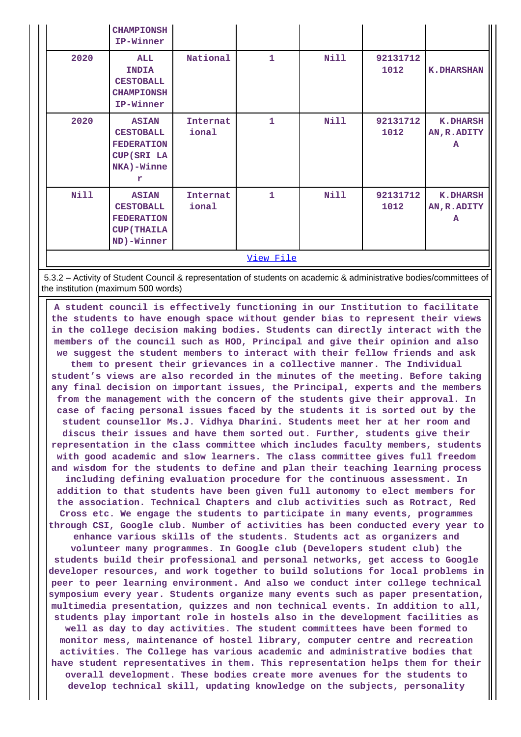| | CHAMPIONSHIP-Winner | | | | | |
|---|---|---|---|---|---|---|
| 2020 | ALL INDIA CESTOBALL CHAMPIONSHIP-Winner | National | 1 | Nill | 921317121012 | K.DHARSHAN |
| 2020 | ASIAN CESTOBALL FEDERATION CUP(SRI LANKA)-Winner | International | 1 | Nill | 921317121012 | K.DHARSHAN,R.ADITYA |
| Nill | ASIAN CESTOBALL FEDERATION CUP(THAILAND)-Winner | International | 1 | Nill | 921317121012 | K.DHARSHAN,R.ADITYA |

View File

5.3.2 – Activity of Student Council & representation of students on academic & administrative bodies/committees of the institution (maximum 500 words)

A student council is effectively functioning in our Institution to facilitate the students to have enough space without gender bias to represent their views in the college decision making bodies. Students can directly interact with the members of the council such as HOD, Principal and give their opinion and also we suggest the student members to interact with their fellow friends and ask them to present their grievances in a collective manner. The Individual student's views are also recorded in the minutes of the meeting. Before taking any final decision on important issues, the Principal, experts and the members from the management with the concern of the students give their approval. In case of facing personal issues faced by the students it is sorted out by the student counsellor Ms.J. Vidhya Dharini. Students meet her at her room and discus their issues and have them sorted out. Further, students give their representation in the class committee which includes faculty members, students with good academic and slow learners. The class committee gives full freedom and wisdom for the students to define and plan their teaching learning process including defining evaluation procedure for the continuous assessment. In addition to that students have been given full autonomy to elect members for the association. Technical Chapters and club activities such as Rotract, Red Cross etc. We engage the students to participate in many events, programmes through CSI, Google club. Number of activities has been conducted every year to enhance various skills of the students. Students act as organizers and volunteer many programmes. In Google club (Developers student club) the students build their professional and personal networks, get access to Google developer resources, and work together to build solutions for local problems in peer to peer learning environment. And also we conduct inter college technical symposium every year. Students organize many events such as paper presentation, multimedia presentation, quizzes and non technical events. In addition to all, students play important role in hostels also in the development facilities as well as day to day activities. The student committees have been formed to monitor mess, maintenance of hostel library, computer centre and recreation activities. The College has various academic and administrative bodies that have student representatives in them. This representation helps them for their overall development. These bodies create more avenues for the students to develop technical skill, updating knowledge on the subjects, personality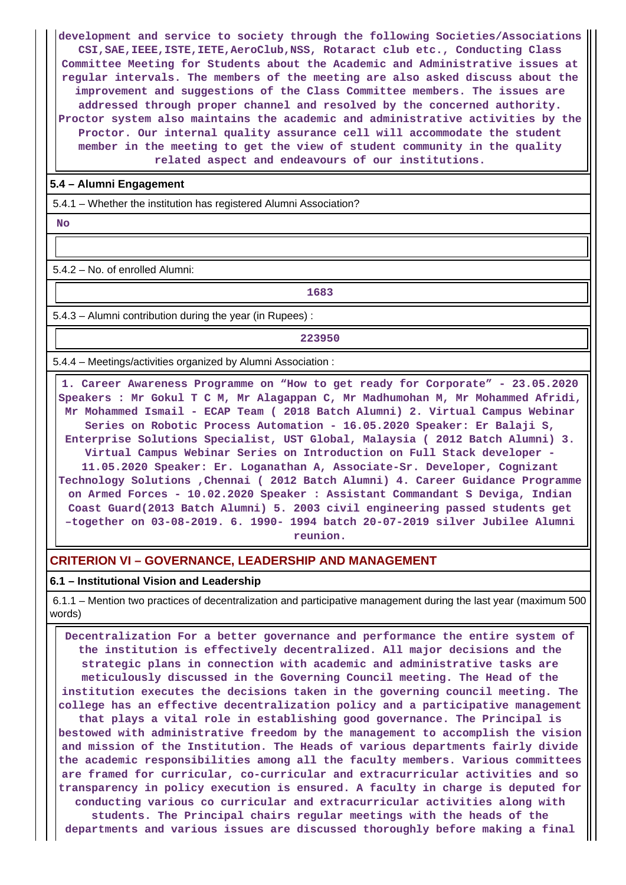development and service to society through the following Societies/Associations CSI,SAE,IEEE,ISTE,IETE,AeroClub,NSS, Rotaract club etc., Conducting Class Committee Meeting for Students about the Academic and Administrative issues at regular intervals. The members of the meeting are also asked discuss about the improvement and suggestions of the Class Committee members. The issues are addressed through proper channel and resolved by the concerned authority. Proctor system also maintains the academic and administrative activities by the Proctor. Our internal quality assurance cell will accommodate the student member in the meeting to get the view of student community in the quality related aspect and endeavours of our institutions.

**5.4 – Alumni Engagement**

5.4.1 – Whether the institution has registered Alumni Association?

No

5.4.2 – No. of enrolled Alumni:

1683

5.4.3 – Alumni contribution during the year (in Rupees) :

223950

5.4.4 – Meetings/activities organized by Alumni Association :

1. Career Awareness Programme on “How to get ready for Corporate” - 23.05.2020 Speakers : Mr Gokul T C M, Mr Alagappan C, Mr Madhumohan M, Mr Mohammed Afridi, Mr Mohammed Ismail - ECAP Team ( 2018 Batch Alumni) 2. Virtual Campus Webinar Series on Robotic Process Automation - 16.05.2020 Speaker: Er Balaji S, Enterprise Solutions Specialist, UST Global, Malaysia ( 2012 Batch Alumni) 3. Virtual Campus Webinar Series on Introduction on Full Stack developer - 11.05.2020 Speaker: Er. Loganathan A, Associate-Sr. Developer, Cognizant Technology Solutions ,Chennai ( 2012 Batch Alumni) 4. Career Guidance Programme on Armed Forces - 10.02.2020 Speaker : Assistant Commandant S Deviga, Indian Coast Guard(2013 Batch Alumni) 5. 2003 civil engineering passed students get –together on 03-08-2019. 6. 1990- 1994 batch 20-07-2019 silver Jubilee Alumni reunion.

## CRITERION VI – GOVERNANCE, LEADERSHIP AND MANAGEMENT

**6.1 – Institutional Vision and Leadership**

6.1.1 – Mention two practices of decentralization and participative management during the last year (maximum 500 words)

Decentralization For a better governance and performance the entire system of the institution is effectively decentralized. All major decisions and the strategic plans in connection with academic and administrative tasks are meticulously discussed in the Governing Council meeting. The Head of the institution executes the decisions taken in the governing council meeting. The college has an effective decentralization policy and a participative management that plays a vital role in establishing good governance. The Principal is bestowed with administrative freedom by the management to accomplish the vision and mission of the Institution. The Heads of various departments fairly divide the academic responsibilities among all the faculty members. Various committees are framed for curricular, co-curricular and extracurricular activities and so transparency in policy execution is ensured. A faculty in charge is deputed for conducting various co curricular and extracurricular activities along with students. The Principal chairs regular meetings with the heads of the departments and various issues are discussed thoroughly before making a final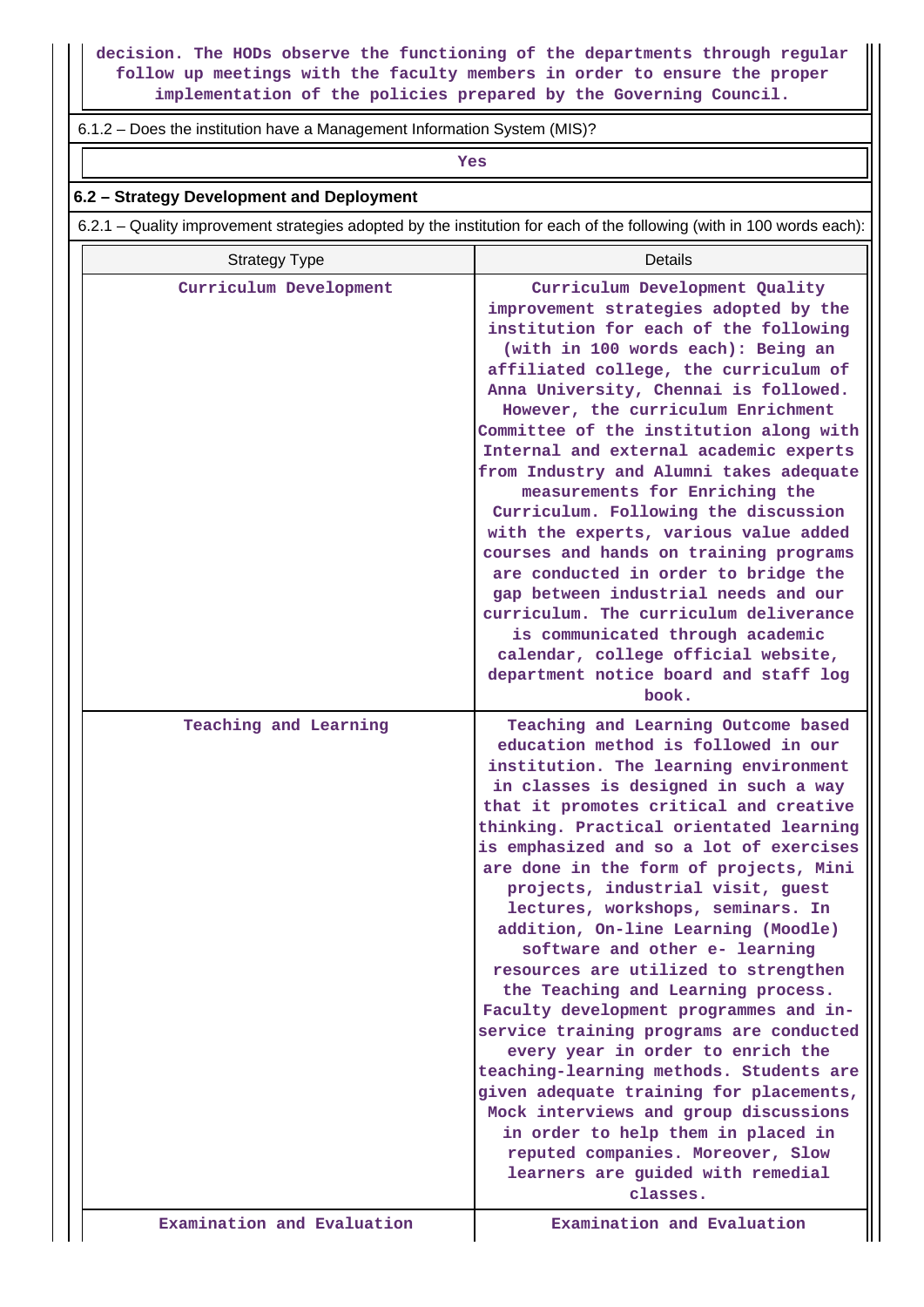decision. The HODs observe the functioning of the departments through regular follow up meetings with the faculty members in order to ensure the proper implementation of the policies prepared by the Governing Council.

6.1.2 – Does the institution have a Management Information System (MIS)?

Yes

## 6.2 – Strategy Development and Deployment

6.2.1 – Quality improvement strategies adopted by the institution for each of the following (with in 100 words each):

| Strategy Type | Details |
|---|---|
| Curriculum Development | Curriculum Development Quality improvement strategies adopted by the institution for each of the following (with in 100 words each): Being an affiliated college, the curriculum of Anna University, Chennai is followed. However, the curriculum Enrichment Committee of the institution along with Internal and external academic experts from Industry and Alumni takes adequate measurements for Enriching the Curriculum. Following the discussion with the experts, various value added courses and hands on training programs are conducted in order to bridge the gap between industrial needs and our curriculum. The curriculum deliverance is communicated through academic calendar, college official website, department notice board and staff log book. |
| Teaching and Learning | Teaching and Learning Outcome based education method is followed in our institution. The learning environment in classes is designed in such a way that it promotes critical and creative thinking. Practical orientated learning is emphasized and so a lot of exercises are done in the form of projects, Mini projects, industrial visit, guest lectures, workshops, seminars. In addition, On-line Learning (Moodle) software and other e- learning resources are utilized to strengthen the Teaching and Learning process. Faculty development programmes and in-service training programs are conducted every year in order to enrich the teaching-learning methods. Students are given adequate training for placements, Mock interviews and group discussions in order to help them in placed in reputed companies. Moreover, Slow learners are guided with remedial classes. |
| Examination and Evaluation | Examination and Evaluation |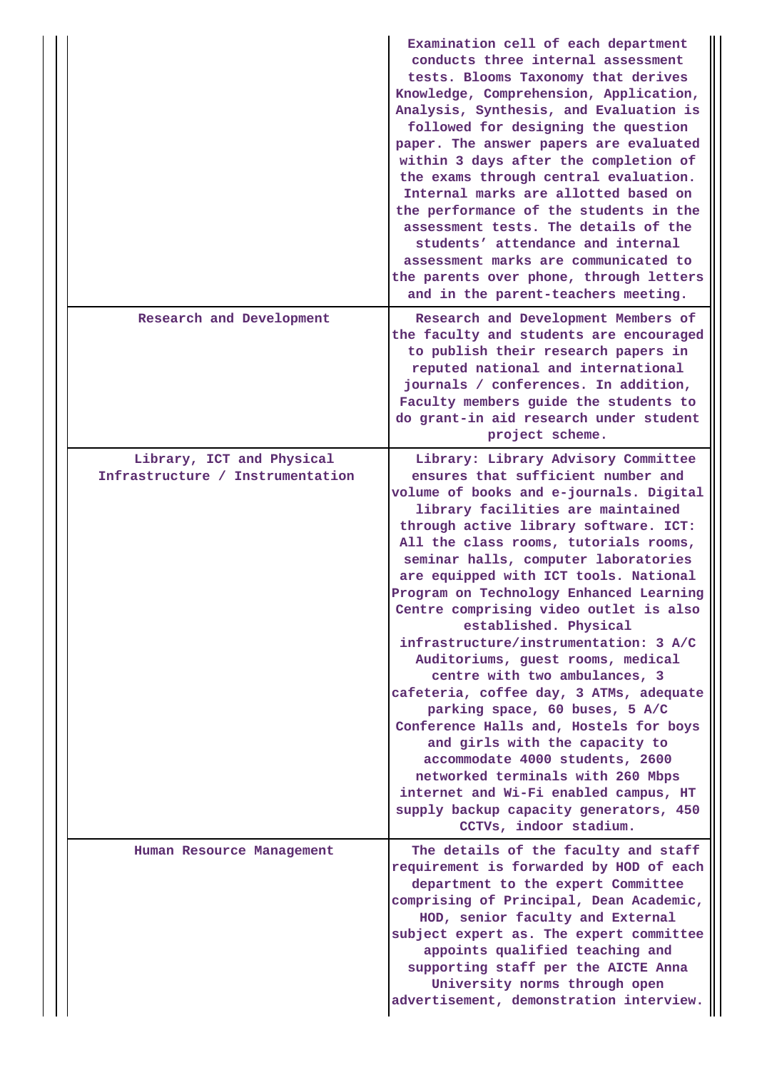| | |
|---|---|
| | Examination cell of each department conducts three internal assessment tests. Blooms Taxonomy that derives Knowledge, Comprehension, Application, Analysis, Synthesis, and Evaluation is followed for designing the question paper. The answer papers are evaluated within 3 days after the completion of the exams through central evaluation. Internal marks are allotted based on the performance of the students in the assessment tests. The details of the students' attendance and internal assessment marks are communicated to the parents over phone, through letters and in the parent-teachers meeting. |
| Research and Development | Research and Development Members of the faculty and students are encouraged to publish their research papers in reputed national and international journals / conferences. In addition, Faculty members guide the students to do grant-in aid research under student project scheme. |
| Library, ICT and Physical Infrastructure / Instrumentation | Library: Library Advisory Committee ensures that sufficient number and volume of books and e-journals. Digital library facilities are maintained through active library software. ICT: All the class rooms, tutorials rooms, seminar halls, computer laboratories are equipped with ICT tools. National Program on Technology Enhanced Learning Centre comprising video outlet is also established. Physical infrastructure/instrumentation: 3 A/C Auditoriums, guest rooms, medical centre with two ambulances, 3 cafeteria, coffee day, 3 ATMs, adequate parking space, 60 buses, 5 A/C Conference Halls and, Hostels for boys and girls with the capacity to accommodate 4000 students, 2600 networked terminals with 260 Mbps internet and Wi-Fi enabled campus, HT supply backup capacity generators, 450 CCTVs, indoor stadium. |
| Human Resource Management | The details of the faculty and staff requirement is forwarded by HOD of each department to the expert Committee comprising of Principal, Dean Academic, HOD, senior faculty and External subject expert as. The expert committee appoints qualified teaching and supporting staff per the AICTE Anna University norms through open advertisement, demonstration interview. |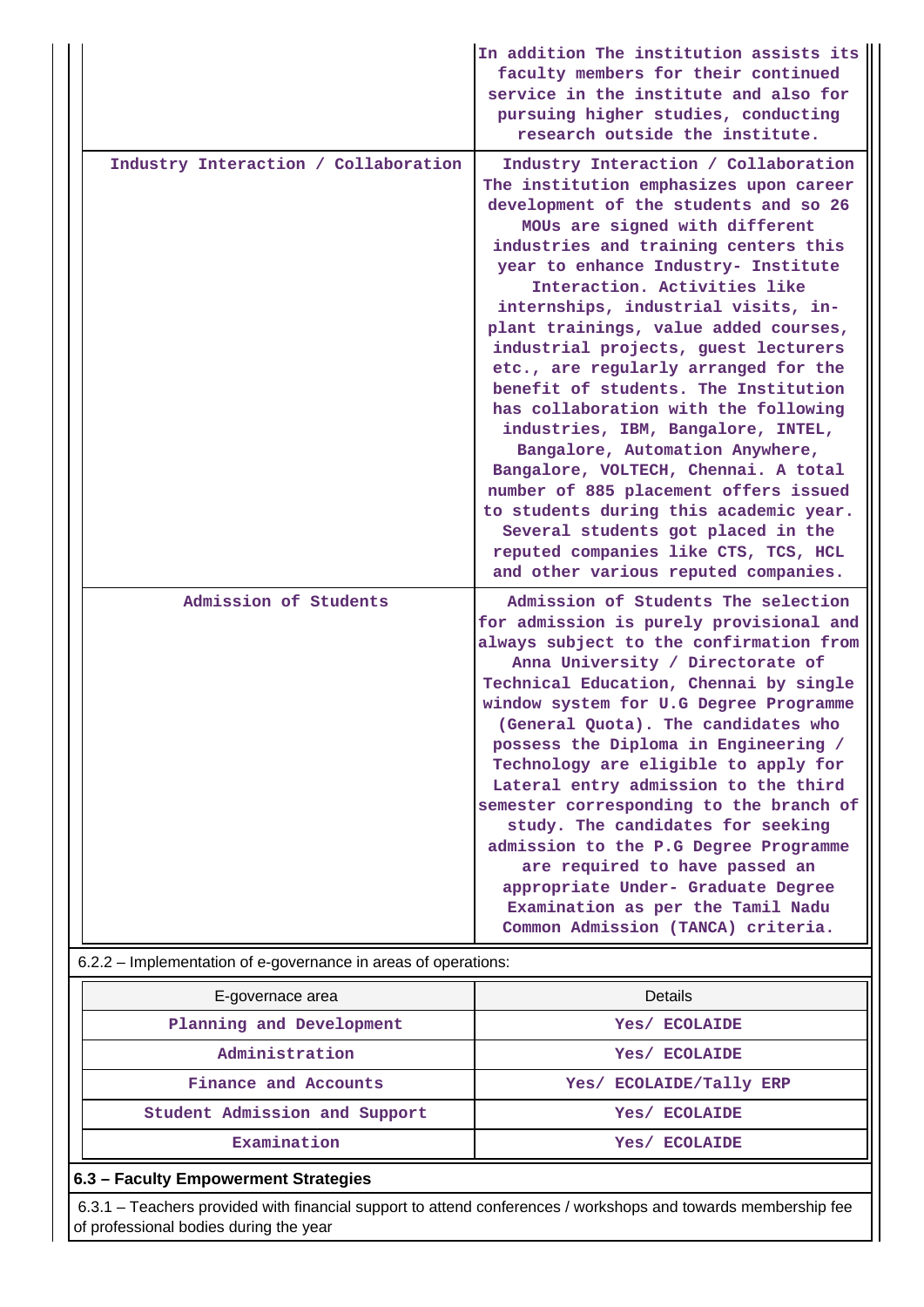| | |
|---|---|
| | In addition The institution assists its faculty members for their continued service in the institute and also for pursuing higher studies, conducting research outside the institute. |
| Industry Interaction / Collaboration | Industry Interaction / Collaboration The institution emphasizes upon career development of the students and so 26 MOUs are signed with different industries and training centers this year to enhance Industry- Institute Interaction. Activities like internships, industrial visits, in-plant trainings, value added courses, industrial projects, guest lecturers etc., are regularly arranged for the benefit of students. The Institution has collaboration with the following industries, IBM, Bangalore, INTEL, Bangalore, Automation Anywhere, Bangalore, VOLTECH, Chennai. A total number of 885 placement offers issued to students during this academic year. Several students got placed in the reputed companies like CTS, TCS, HCL and other various reputed companies. |
| Admission of Students | Admission of Students The selection for admission is purely provisional and always subject to the confirmation from Anna University / Directorate of Technical Education, Chennai by single window system for U.G Degree Programme (General Quota). The candidates who possess the Diploma in Engineering / Technology are eligible to apply for Lateral entry admission to the third semester corresponding to the branch of study. The candidates for seeking admission to the P.G Degree Programme are required to have passed an appropriate Under- Graduate Degree Examination as per the Tamil Nadu Common Admission (TANCA) criteria. |

6.2.2 – Implementation of e-governance in areas of operations:

| E-governace area | Details |
|---|---|
| Planning and Development | Yes/ ECOLAIDE |
| Administration | Yes/ ECOLAIDE |
| Finance and Accounts | Yes/ ECOLAIDE/Tally ERP |
| Student Admission and Support | Yes/ ECOLAIDE |
| Examination | Yes/ ECOLAIDE |

**6.3 – Faculty Empowerment Strategies**

6.3.1 – Teachers provided with financial support to attend conferences / workshops and towards membership fee of professional bodies during the year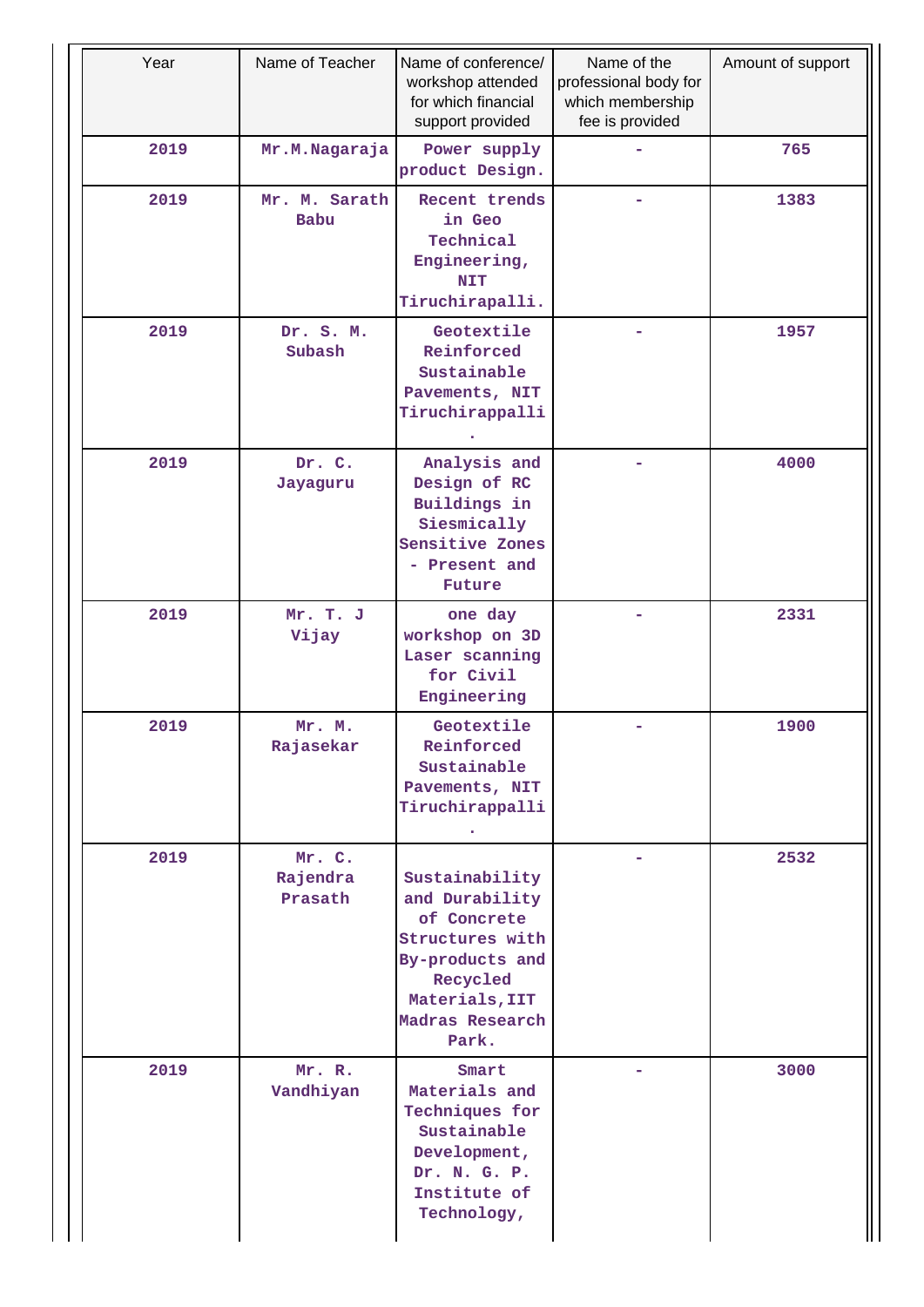| Year | Name of Teacher | Name of conference/ workshop attended for which financial support provided | Name of the professional body for which membership fee is provided | Amount of support |
|---|---|---|---|---|
| 2019 | Mr.M.Nagaraja | Power supply product Design. | - | 765 |
| 2019 | Mr. M. Sarath Babu | Recent trends in Geo Technical Engineering, NIT Tiruchirapalli. | - | 1383 |
| 2019 | Dr. S. M. Subash | Geotextile Reinforced Sustainable Pavements, NIT Tiruchirappalli. | - | 1957 |
| 2019 | Dr. C. Jayaguru | Analysis and Design of RC Buildings in Siesmically Sensitive Zones - Present and Future | - | 4000 |
| 2019 | Mr. T. J Vijay | one day workshop on 3D Laser scanning for Civil Engineering | - | 2331 |
| 2019 | Mr. M. Rajasekar | Geotextile Reinforced Sustainable Pavements, NIT Tiruchirappalli. | - | 1900 |
| 2019 | Mr. C. Rajendra Prasath | Sustainability and Durability of Concrete Structures with By-products and Recycled Materials,IIT Madras Research Park. | - | 2532 |
| 2019 | Mr. R. Vandhiyan | Smart Materials and Techniques for Sustainable Development, Dr. N. G. P. Institute of Technology, | - | 3000 |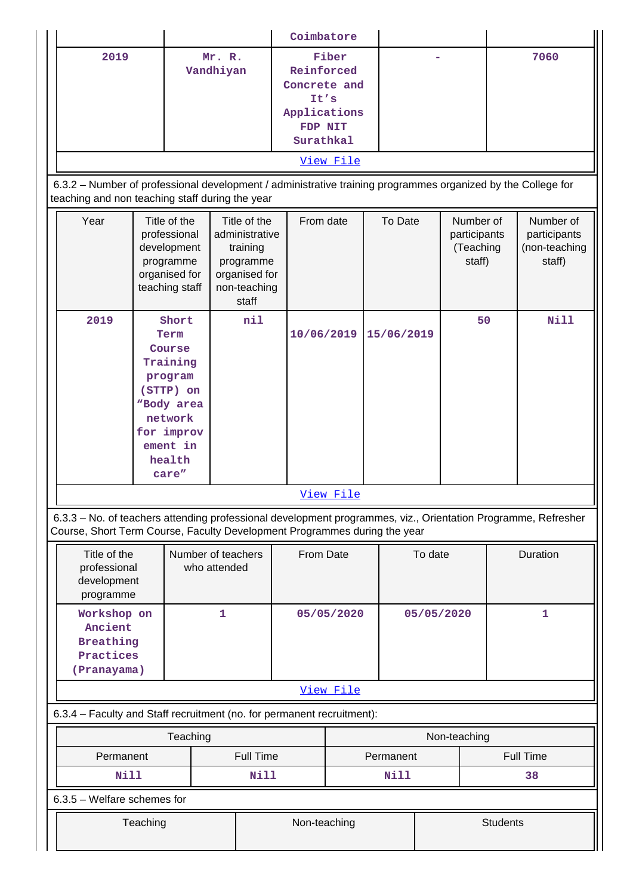| | | Coimbatore | | |
|---|---|---|---|---|
| 2019 | Mr. R. Vandhiyan | Fiber Reinforced Concrete and It's Applications FDP NIT Surathkal | - | 7060 |
| View File | | | | |

6.3.2 – Number of professional development / administrative training programmes organized by the College for teaching and non teaching staff during the year

| Year | Title of the professional development programme organised for teaching staff | Title of the administrative training programme organised for non-teaching staff | From date | To Date | Number of participants (Teaching staff) | Number of participants (non-teaching staff) |
|---|---|---|---|---|---|---|
| 2019 | Short Term Course Training program (STTP) on "Body area network for improvement in health care" | nil | 10/06/2019 | 15/06/2019 | 50 | Nill |
| View File | | | | | | |

6.3.3 – No. of teachers attending professional development programmes, viz., Orientation Programme, Refresher Course, Short Term Course, Faculty Development Programmes during the year

| Title of the professional development programme | Number of teachers who attended | From Date | To date | Duration |
|---|---|---|---|---|
| Workshop on Ancient Breathing Practices (Pranayama) | 1 | 05/05/2020 | 05/05/2020 | 1 |
| View File | | | | |

6.3.4 – Faculty and Staff recruitment (no. for permanent recruitment):

| Teaching | | Non-teaching | |
|---|---|---|---|
| Permanent | Full Time | Permanent | Full Time |
| Nill | Nill | Nill | 38 |

6.3.5 – Welfare schemes for

| Teaching | Non-teaching | Students |
|---|---|---|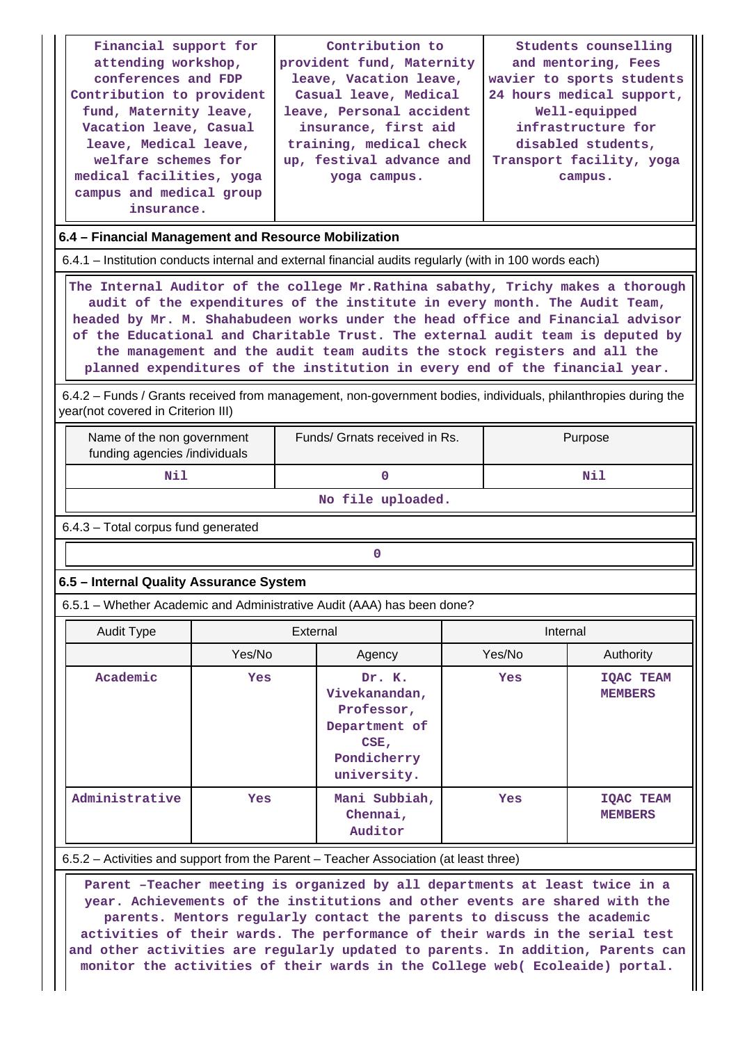| Financial support for attending workshop, conferences and FDP Contribution to provident fund, Maternity leave, Vacation leave, Casual leave, Medical leave, welfare schemes for medical facilities, yoga campus and medical group insurance. | Contribution to provident fund, Maternity leave, Vacation leave, Casual leave, Medical leave, Personal accident insurance, first aid training, medical check up, festival advance and yoga campus. | Students counselling and mentoring, Fees wavier to sports students 24 hours medical support, Well-equipped infrastructure for disabled students, Transport facility, yoga campus. |
|---|---|---|

**6.4 – Financial Management and Resource Mobilization**

6.4.1 – Institution conducts internal and external financial audits regularly (with in 100 words each)

The Internal Auditor of the college Mr.Rathina sabathy, Trichy makes a thorough audit of the expenditures of the institute in every month. The Audit Team, headed by Mr. M. Shahabudeen works under the head office and Financial advisor of the Educational and Charitable Trust. The external audit team is deputed by the management and the audit team audits the stock registers and all the planned expenditures of the institution in every end of the financial year.

6.4.2 – Funds / Grants received from management, non-government bodies, individuals, philanthropies during the year(not covered in Criterion III)

| Name of the non government funding agencies /individuals | Funds/ Grnats received in Rs. | Purpose |
|---|---|---|
| Nil | 0 | Nil |
| No file uploaded. | | |

6.4.3 – Total corpus fund generated

0

**6.5 – Internal Quality Assurance System**

6.5.1 – Whether Academic and Administrative Audit (AAA) has been done?

| Audit Type | External | | Internal | |
|---|---|---|---|---|
| | Yes/No | Agency | Yes/No | Authority |
| Academic | Yes | Dr. K. Vivekanandan, Professor, Department of CSE, Pondicherry university. | Yes | IQAC TEAM MEMBERS |
| Administrative | Yes | Mani Subbiah, Chennai, Auditor | Yes | IQAC TEAM MEMBERS |

6.5.2 – Activities and support from the Parent – Teacher Association (at least three)

Parent –Teacher meeting is organized by all departments at least twice in a year. Achievements of the institutions and other events are shared with the parents. Mentors regularly contact the parents to discuss the academic activities of their wards. The performance of their wards in the serial test and other activities are regularly updated to parents. In addition, Parents can monitor the activities of their wards in the College web( Ecoleaide) portal.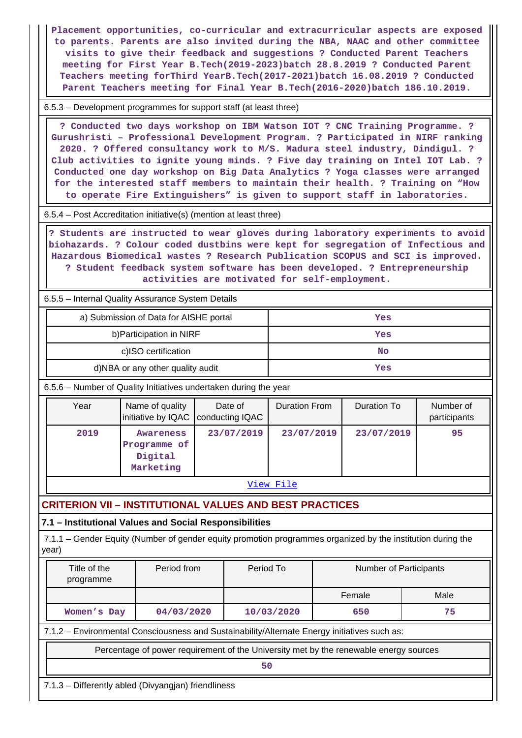Placement opportunities, co-curricular and extracurricular aspects are exposed to parents. Parents are also invited during the NBA, NAAC and other committee visits to give their feedback and suggestions ? Conducted Parent Teachers meeting for First Year B.Tech(2019-2023)batch 28.8.2019 ? Conducted Parent Teachers meeting forThird YearB.Tech(2017-2021)batch 16.08.2019 ? Conducted Parent Teachers meeting for Final Year B.Tech(2016-2020)batch 186.10.2019.

6.5.3 – Development programmes for support staff (at least three)

? Conducted two days workshop on IBM Watson IOT ? CNC Training Programme. ? Gurushristi – Professional Development Program. ? Participated in NIRF ranking 2020. ? Offered consultancy work to M/S. Madura steel industry, Dindigul. ? Club activities to ignite young minds. ? Five day training on Intel IOT Lab. ? Conducted one day workshop on Big Data Analytics ? Yoga classes were arranged for the interested staff members to maintain their health. ? Training on “How to operate Fire Extinguishers” is given to support staff in laboratories.

6.5.4 – Post Accreditation initiative(s) (mention at least three)

? Students are instructed to wear gloves during laboratory experiments to avoid biohazards. ? Colour coded dustbins were kept for segregation of Infectious and Hazardous Biomedical wastes ? Research Publication SCOPUS and SCI is improved. ? Student feedback system software has been developed. ? Entrepreneurship activities are motivated for self-employment.

6.5.5 – Internal Quality Assurance System Details

| | |
|---|---|
| a) Submission of Data for AISHE portal | Yes |
| b)Participation in NIRF | Yes |
| c)ISO certification | No |
| d)NBA or any other quality audit | Yes |

6.5.6 – Number of Quality Initiatives undertaken during the year

| Year | Name of quality initiative by IQAC | Date of conducting IQAC | Duration From | Duration To | Number of participants |
|---|---|---|---|---|---|
| 2019 | Awareness Programme of Digital Marketing | 23/07/2019 | 23/07/2019 | 23/07/2019 | 95 |

View File

## CRITERION VII – INSTITUTIONAL VALUES AND BEST PRACTICES

### 7.1 – Institutional Values and Social Responsibilities

7.1.1 – Gender Equity (Number of gender equity promotion programmes organized by the institution during the year)

| Title of the programme | Period from | Period To | Number of Participants | |
|---|---|---|---|---|
| | | | Female | Male |
| Women's Day | 04/03/2020 | 10/03/2020 | 650 | 75 |

7.1.2 – Environmental Consciousness and Sustainability/Alternate Energy initiatives such as:

| Percentage of power requirement of the University met by the renewable energy sources |
|---|
| 50 |

7.1.3 – Differently abled (Divyangjan) friendliness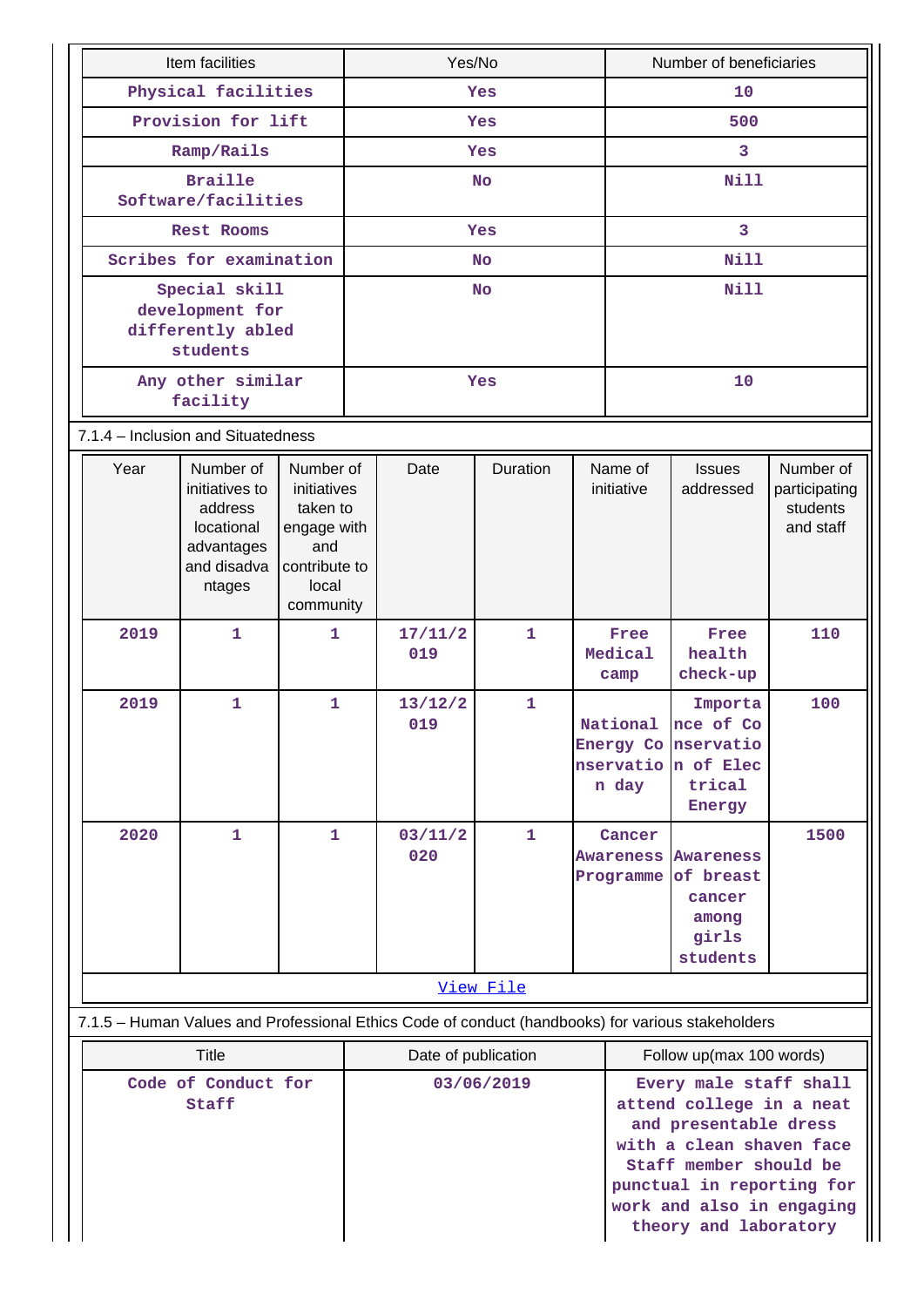| Item facilities | Yes/No | Number of beneficiaries |
|---|---|---|
| Physical facilities | Yes | 10 |
| Provision for lift | Yes | 500 |
| Ramp/Rails | Yes | 3 |
| Braille Software/facilities | No | Nill |
| Rest Rooms | Yes | 3 |
| Scribes for examination | No | Nill |
| Special skill development for differently abled students | No | Nill |
| Any other similar facility | Yes | 10 |

7.1.4 – Inclusion and Situatedness

| Year | Number of initiatives to address locational advantages and disadvantages | Number of initiatives taken to engage with and contribute to local community | Date | Duration | Name of initiative | Issues addressed | Number of participating students and staff |
|---|---|---|---|---|---|---|---|
| 2019 | 1 | 1 | 17/11/2019 | 1 | Free Medical camp | Free health check-up | 110 |
| 2019 | 1 | 1 | 13/12/2019 | 1 | National Energy Conservation day | Importance of Conservation of Electrical Energy | 100 |
| 2020 | 1 | 1 | 03/11/2020 | 1 | Cancer Awareness Programme | Awareness of breast cancer among girls students | 1500 |

[View File]

7.1.5 – Human Values and Professional Ethics Code of conduct (handbooks) for various stakeholders

| Title | Date of publication | Follow up(max 100 words) |
|---|---|---|
| Code of Conduct for Staff | 03/06/2019 | Every male staff shall attend college in a neat and presentable dress with a clean shaven face Staff member should be punctual in reporting for work and also in engaging theory and laboratory |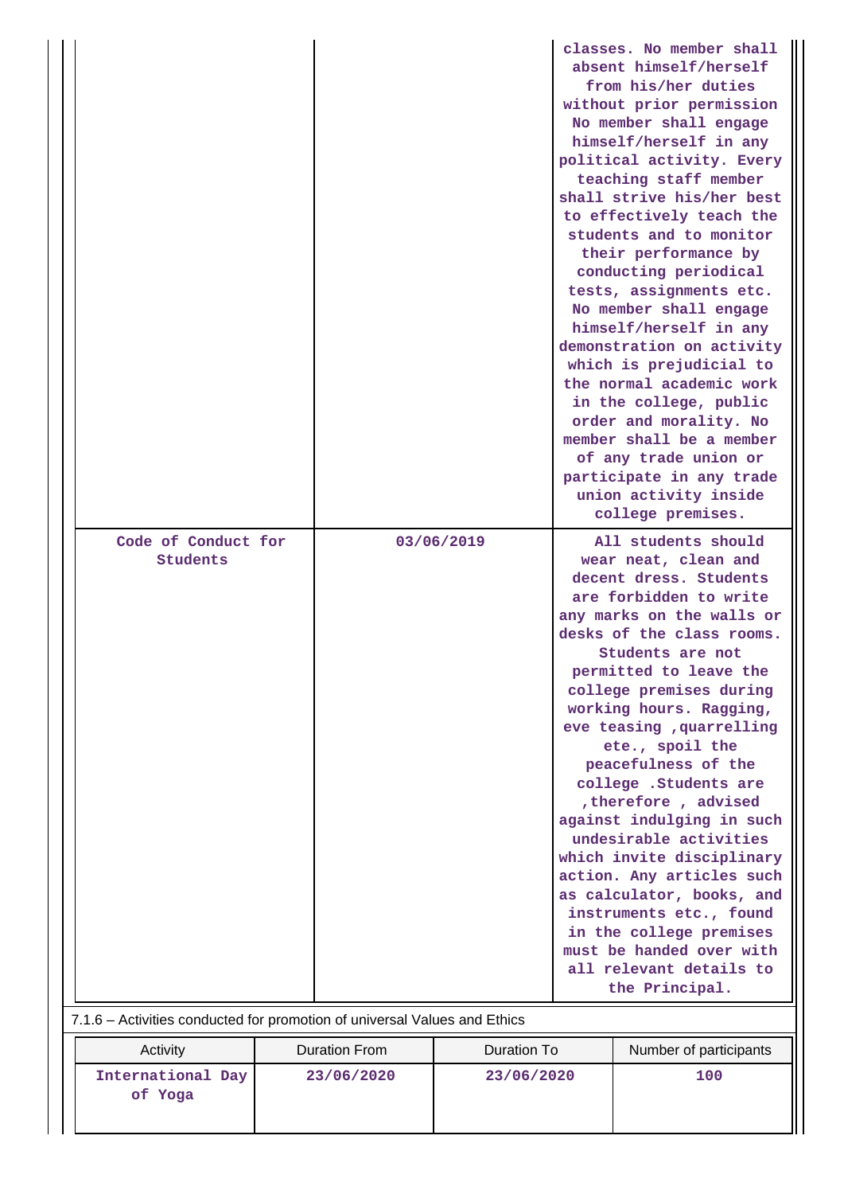| | | |
|---|---|---|
| | | classes. No member shall absent himself/herself from his/her duties without prior permission No member shall engage himself/herself in any political activity. Every teaching staff member shall strive his/her best to effectively teach the students and to monitor their performance by conducting periodical tests, assignments etc. No member shall engage himself/herself in any demonstration on activity which is prejudicial to the normal academic work in the college, public order and morality. No member shall be a member of any trade union or participate in any trade union activity inside college premises. |
| Code of Conduct for Students | 03/06/2019 | All students should wear neat, clean and decent dress. Students are forbidden to write any marks on the walls or desks of the class rooms. Students are not permitted to leave the college premises during working hours. Ragging, eve teasing ,quarrelling ete., spoil the peacefulness of the college .Students are ,therefore , advised against indulging in such undesirable activities which invite disciplinary action. Any articles such as calculator, books, and instruments etc., found in the college premises must be handed over with all relevant details to the Principal. |

7.1.6 – Activities conducted for promotion of universal Values and Ethics

| Activity | Duration From | Duration To | Number of participants |
|---|---|---|---|
| International Day of Yoga | 23/06/2020 | 23/06/2020 | 100 |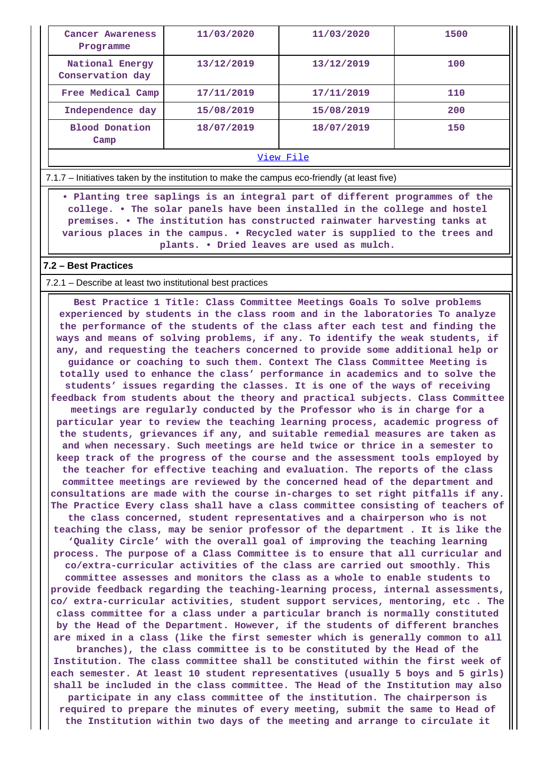| Cancer Awareness Programme | 11/03/2020 | 11/03/2020 | 1500 |
|---|---|---|---|
| National Energy Conservation day | 13/12/2019 | 13/12/2019 | 100 |
| Free Medical Camp | 17/11/2019 | 17/11/2019 | 110 |
| Independence day | 15/08/2019 | 15/08/2019 | 200 |
| Blood Donation Camp | 18/07/2019 | 18/07/2019 | 150 |

View File

7.1.7 – Initiatives taken by the institution to make the campus eco-friendly (at least five)

• Planting tree saplings is an integral part of different programmes of the college. • The solar panels have been installed in the college and hostel premises. • The institution has constructed rainwater harvesting tanks at various places in the campus. • Recycled water is supplied to the trees and plants. • Dried leaves are used as mulch.

**7.2 – Best Practices**

7.2.1 – Describe at least two institutional best practices

Best Practice 1 Title: Class Committee Meetings Goals To solve problems experienced by students in the class room and in the laboratories To analyze the performance of the students of the class after each test and finding the ways and means of solving problems, if any. To identify the weak students, if any, and requesting the teachers concerned to provide some additional help or guidance or coaching to such them. Context The Class Committee Meeting is totally used to enhance the class' performance in academics and to solve the students' issues regarding the classes. It is one of the ways of receiving feedback from students about the theory and practical subjects. Class Committee meetings are regularly conducted by the Professor who is in charge for a particular year to review the teaching learning process, academic progress of the students, grievances if any, and suitable remedial measures are taken as and when necessary. Such meetings are held twice or thrice in a semester to keep track of the progress of the course and the assessment tools employed by the teacher for effective teaching and evaluation. The reports of the class committee meetings are reviewed by the concerned head of the department and consultations are made with the course in-charges to set right pitfalls if any. The Practice Every class shall have a class committee consisting of teachers of the class concerned, student representatives and a chairperson who is not teaching the class, may be senior professor of the department . It is like the 'Quality Circle' with the overall goal of improving the teaching learning process. The purpose of a Class Committee is to ensure that all curricular and co/extra-curricular activities of the class are carried out smoothly. This committee assesses and monitors the class as a whole to enable students to provide feedback regarding the teaching-learning process, internal assessments, co/ extra-curricular activities, student support services, mentoring, etc . The class committee for a class under a particular branch is normally constituted by the Head of the Department. However, if the students of different branches are mixed in a class (like the first semester which is generally common to all branches), the class committee is to be constituted by the Head of the Institution. The class committee shall be constituted within the first week of each semester. At least 10 student representatives (usually 5 boys and 5 girls) shall be included in the class committee. The Head of the Institution may also participate in any class committee of the institution. The chairperson is required to prepare the minutes of every meeting, submit the same to Head of the Institution within two days of the meeting and arrange to circulate it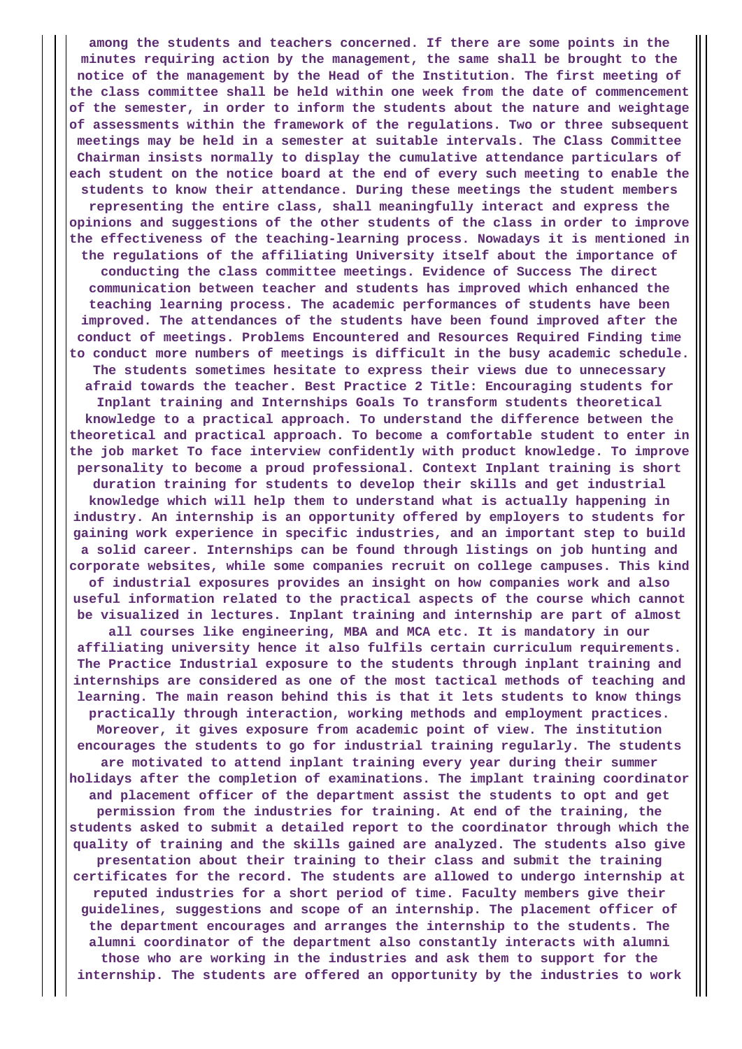among the students and teachers concerned. If there are some points in the minutes requiring action by the management, the same shall be brought to the notice of the management by the Head of the Institution. The first meeting of the class committee shall be held within one week from the date of commencement of the semester, in order to inform the students about the nature and weightage of assessments within the framework of the regulations. Two or three subsequent meetings may be held in a semester at suitable intervals. The Class Committee Chairman insists normally to display the cumulative attendance particulars of each student on the notice board at the end of every such meeting to enable the students to know their attendance. During these meetings the student members representing the entire class, shall meaningfully interact and express the opinions and suggestions of the other students of the class in order to improve the effectiveness of the teaching-learning process. Nowadays it is mentioned in the regulations of the affiliating University itself about the importance of conducting the class committee meetings. Evidence of Success The direct communication between teacher and students has improved which enhanced the teaching learning process. The academic performances of students have been improved. The attendances of the students have been found improved after the conduct of meetings. Problems Encountered and Resources Required Finding time to conduct more numbers of meetings is difficult in the busy academic schedule. The students sometimes hesitate to express their views due to unnecessary afraid towards the teacher. Best Practice 2 Title: Encouraging students for Inplant training and Internships Goals To transform students theoretical knowledge to a practical approach. To understand the difference between the theoretical and practical approach. To become a comfortable student to enter in the job market To face interview confidently with product knowledge. To improve personality to become a proud professional. Context Inplant training is short duration training for students to develop their skills and get industrial knowledge which will help them to understand what is actually happening in industry. An internship is an opportunity offered by employers to students for gaining work experience in specific industries, and an important step to build a solid career. Internships can be found through listings on job hunting and corporate websites, while some companies recruit on college campuses. This kind of industrial exposures provides an insight on how companies work and also useful information related to the practical aspects of the course which cannot be visualized in lectures. Inplant training and internship are part of almost all courses like engineering, MBA and MCA etc. It is mandatory in our affiliating university hence it also fulfils certain curriculum requirements. The Practice Industrial exposure to the students through inplant training and internships are considered as one of the most tactical methods of teaching and learning. The main reason behind this is that it lets students to know things practically through interaction, working methods and employment practices. Moreover, it gives exposure from academic point of view. The institution encourages the students to go for industrial training regularly. The students are motivated to attend inplant training every year during their summer holidays after the completion of examinations. The implant training coordinator and placement officer of the department assist the students to opt and get permission from the industries for training. At end of the training, the students asked to submit a detailed report to the coordinator through which the quality of training and the skills gained are analyzed. The students also give presentation about their training to their class and submit the training certificates for the record. The students are allowed to undergo internship at reputed industries for a short period of time. Faculty members give their guidelines, suggestions and scope of an internship. The placement officer of the department encourages and arranges the internship to the students. The alumni coordinator of the department also constantly interacts with alumni those who are working in the industries and ask them to support for the internship. The students are offered an opportunity by the industries to work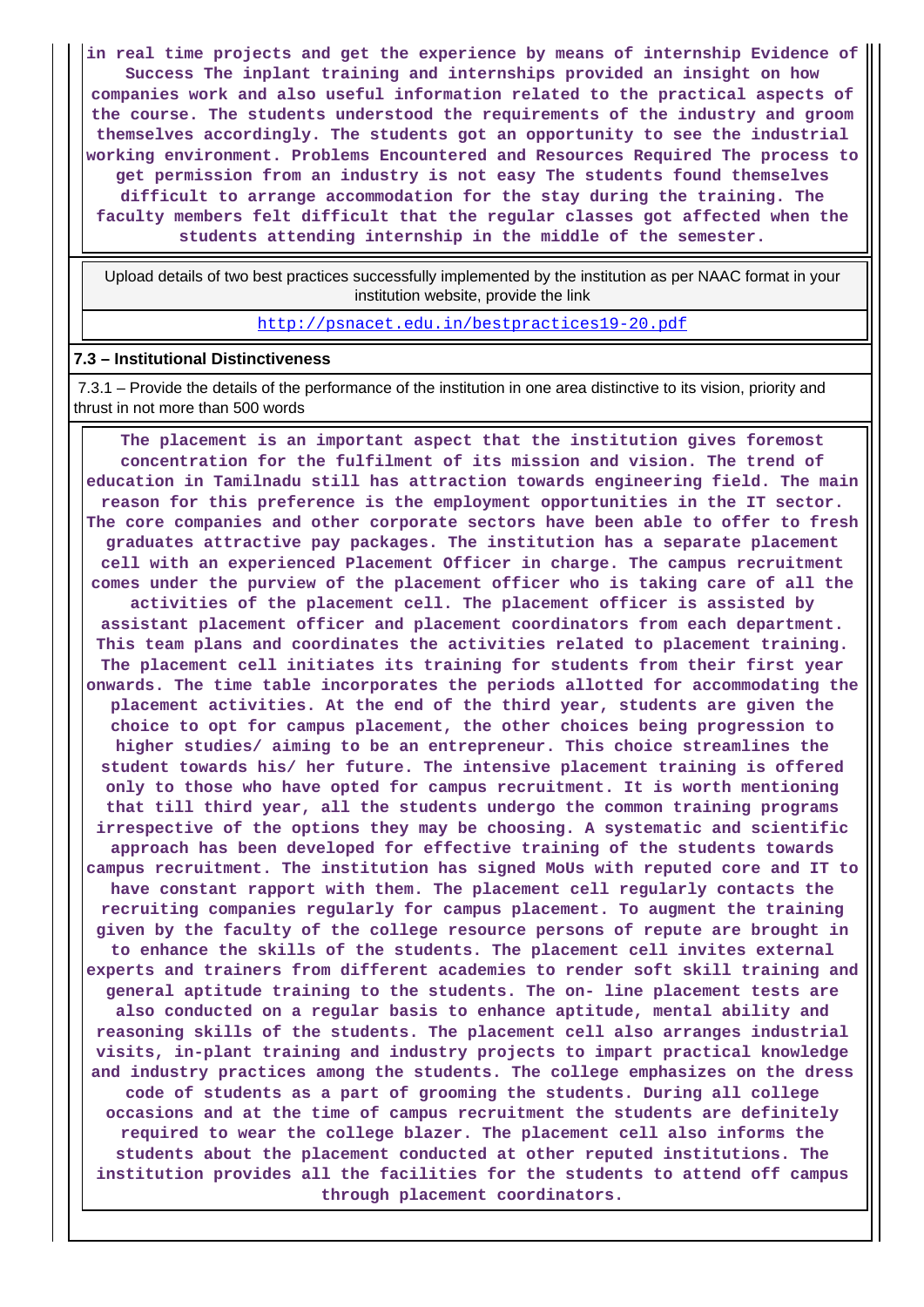**in real time projects and get the experience by means of internship Evidence of Success The inplant training and internships provided an insight on how companies work and also useful information related to the practical aspects of the course. The students understood the requirements of the industry and groom themselves accordingly. The students got an opportunity to see the industrial working environment. Problems Encountered and Resources Required The process to get permission from an industry is not easy The students found themselves difficult to arrange accommodation for the stay during the training. The faculty members felt difficult that the regular classes got affected when the students attending internship in the middle of the semester.**

Upload details of two best practices successfully implemented by the institution as per NAAC format in your institution website, provide the link

http://psnacet.edu.in/bestpractices19-20.pdf

**7.3 – Institutional Distinctiveness**

7.3.1 – Provide the details of the performance of the institution in one area distinctive to its vision, priority and thrust in not more than 500 words

**The placement is an important aspect that the institution gives foremost concentration for the fulfilment of its mission and vision. The trend of education in Tamilnadu still has attraction towards engineering field. The main reason for this preference is the employment opportunities in the IT sector. The core companies and other corporate sectors have been able to offer to fresh graduates attractive pay packages. The institution has a separate placement cell with an experienced Placement Officer in charge. The campus recruitment comes under the purview of the placement officer who is taking care of all the activities of the placement cell. The placement officer is assisted by assistant placement officer and placement coordinators from each department. This team plans and coordinates the activities related to placement training. The placement cell initiates its training for students from their first year onwards. The time table incorporates the periods allotted for accommodating the placement activities. At the end of the third year, students are given the choice to opt for campus placement, the other choices being progression to higher studies/ aiming to be an entrepreneur. This choice streamlines the student towards his/ her future. The intensive placement training is offered only to those who have opted for campus recruitment. It is worth mentioning that till third year, all the students undergo the common training programs irrespective of the options they may be choosing. A systematic and scientific approach has been developed for effective training of the students towards campus recruitment. The institution has signed MoUs with reputed core and IT to have constant rapport with them. The placement cell regularly contacts the recruiting companies regularly for campus placement. To augment the training given by the faculty of the college resource persons of repute are brought in to enhance the skills of the students. The placement cell invites external experts and trainers from different academies to render soft skill training and general aptitude training to the students. The on- line placement tests are also conducted on a regular basis to enhance aptitude, mental ability and reasoning skills of the students. The placement cell also arranges industrial visits, in-plant training and industry projects to impart practical knowledge and industry practices among the students. The college emphasizes on the dress code of students as a part of grooming the students. During all college occasions and at the time of campus recruitment the students are definitely required to wear the college blazer. The placement cell also informs the students about the placement conducted at other reputed institutions. The institution provides all the facilities for the students to attend off campus through placement coordinators.**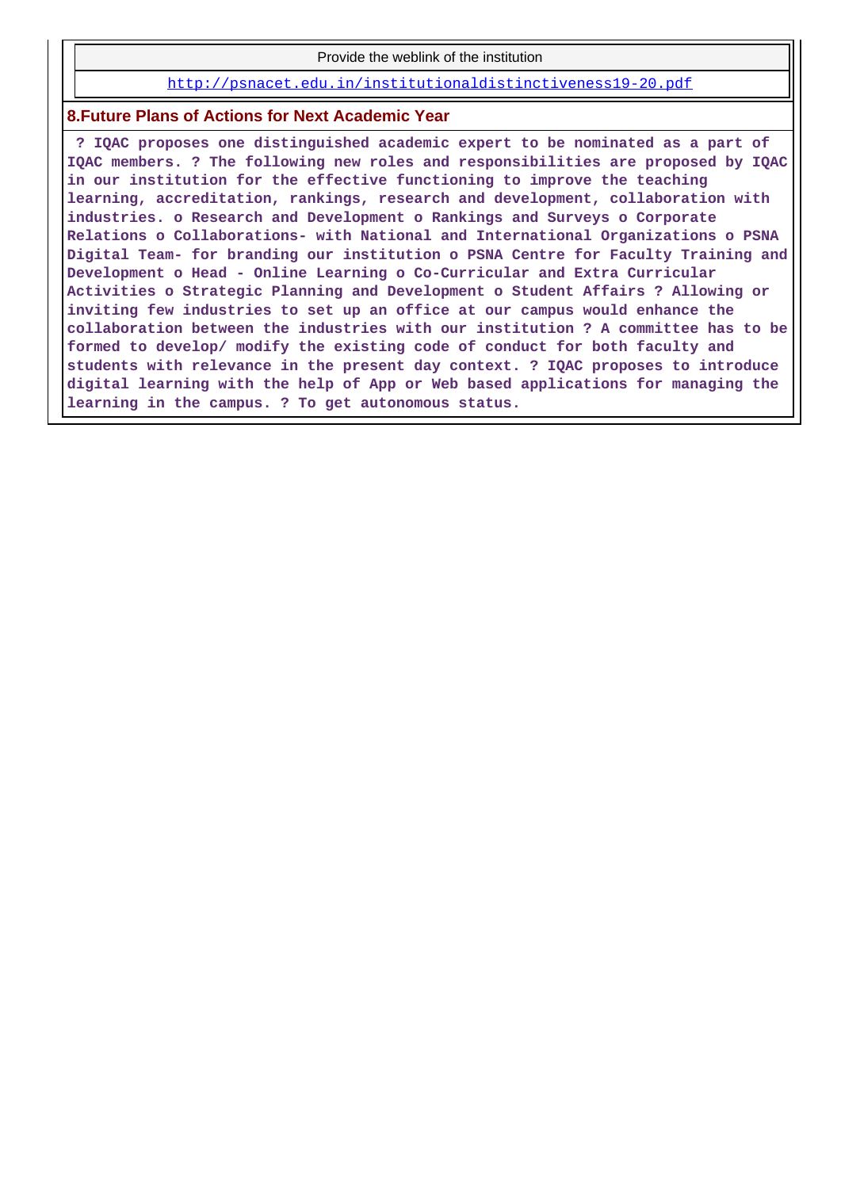| Provide the weblink of the institution |
| --- |
| http://psnacet.edu.in/institutionaldistinctiveness19-20.pdf |

## 8.Future Plans of Actions for Next Academic Year

? IQAC proposes one distinguished academic expert to be nominated as a part of IQAC members. ? The following new roles and responsibilities are proposed by IQAC in our institution for the effective functioning to improve the teaching learning, accreditation, rankings, research and development, collaboration with industries. o Research and Development o Rankings and Surveys o Corporate Relations o Collaborations- with National and International Organizations o PSNA Digital Team- for branding our institution o PSNA Centre for Faculty Training and Development o Head - Online Learning o Co-Curricular and Extra Curricular Activities o Strategic Planning and Development o Student Affairs ? Allowing or inviting few industries to set up an office at our campus would enhance the collaboration between the industries with our institution ? A committee has to be formed to develop/ modify the existing code of conduct for both faculty and students with relevance in the present day context. ? IQAC proposes to introduce digital learning with the help of App or Web based applications for managing the learning in the campus. ? To get autonomous status.